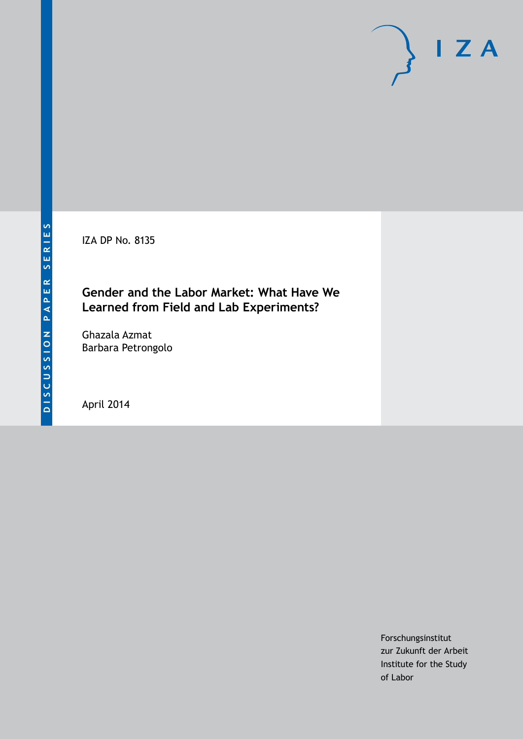DISCUSSION PAPER SERIES

IZA

IZA DP No. 8135

# Gender and the Labor Market: What Have We Learned from Field and Lab Experiments?

Ghazala Azmat
Barbara Petrongolo

April 2014

Forschungsinstitut
zur Zukunft der Arbeit
Institute for the Study
of Labor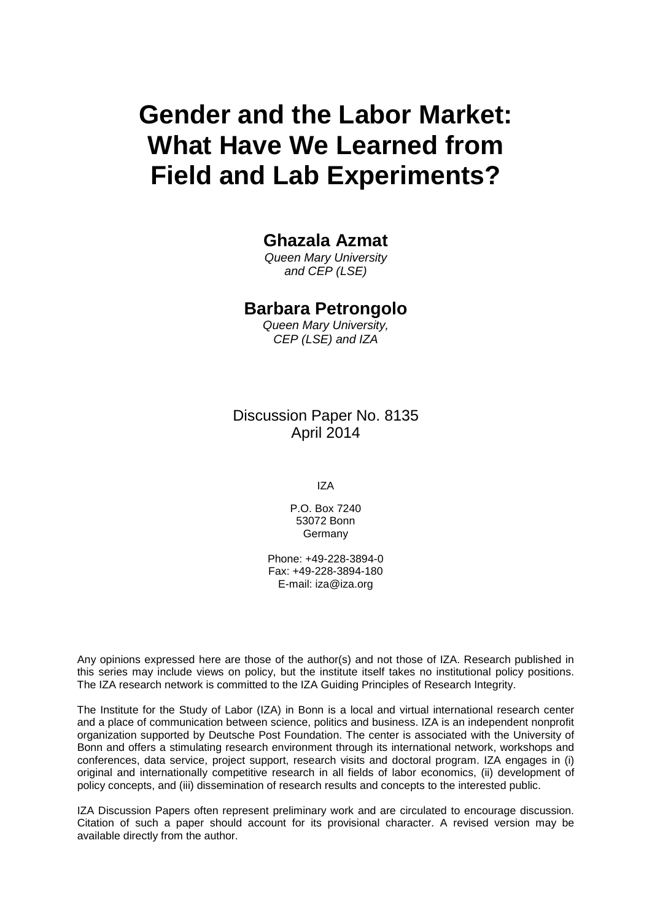# Gender and the Labor Market: What Have We Learned from Field and Lab Experiments?

**Ghazala Azmat**

*Queen Mary University and CEP (LSE)*

**Barbara Petrongolo**

*Queen Mary University, CEP (LSE) and IZA*

Discussion Paper No. 8135
April 2014

IZA

P.O. Box 7240
53072 Bonn
Germany

Phone: +49-228-3894-0
Fax: +49-228-3894-180
E-mail: iza@iza.org

Any opinions expressed here are those of the author(s) and not those of IZA. Research published in this series may include views on policy, but the institute itself takes no institutional policy positions. The IZA research network is committed to the IZA Guiding Principles of Research Integrity.

The Institute for the Study of Labor (IZA) in Bonn is a local and virtual international research center and a place of communication between science, politics and business. IZA is an independent nonprofit organization supported by Deutsche Post Foundation. The center is associated with the University of Bonn and offers a stimulating research environment through its international network, workshops and conferences, data service, project support, research visits and doctoral program. IZA engages in (i) original and internationally competitive research in all fields of labor economics, (ii) development of policy concepts, and (iii) dissemination of research results and concepts to the interested public.

IZA Discussion Papers often represent preliminary work and are circulated to encourage discussion. Citation of such a paper should account for its provisional character. A revised version may be available directly from the author.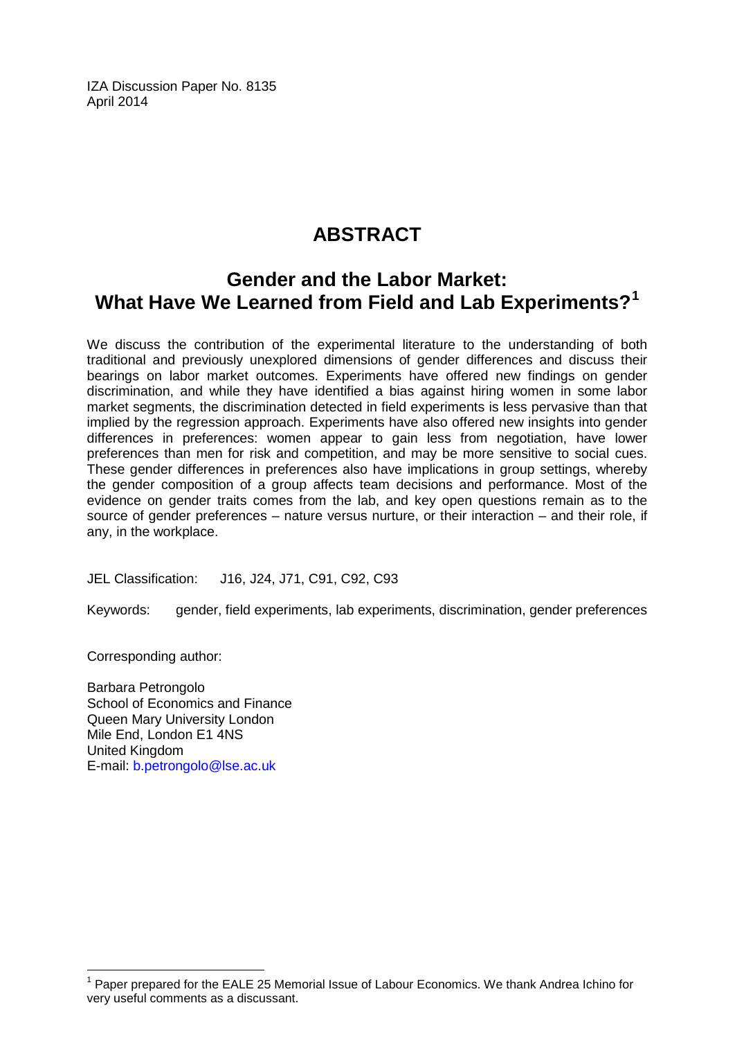IZA Discussion Paper No. 8135
April 2014

# ABSTRACT

## Gender and the Labor Market: What Have We Learned from Field and Lab Experiments?[1]

We discuss the contribution of the experimental literature to the understanding of both traditional and previously unexplored dimensions of gender differences and discuss their bearings on labor market outcomes. Experiments have offered new findings on gender discrimination, and while they have identified a bias against hiring women in some labor market segments, the discrimination detected in field experiments is less pervasive than that implied by the regression approach. Experiments have also offered new insights into gender differences in preferences: women appear to gain less from negotiation, have lower preferences than men for risk and competition, and may be more sensitive to social cues. These gender differences in preferences also have implications in group settings, whereby the gender composition of a group affects team decisions and performance. Most of the evidence on gender traits comes from the lab, and key open questions remain as to the source of gender preferences – nature versus nurture, or their interaction – and their role, if any, in the workplace.

JEL Classification: J16, J24, J71, C91, C92, C93

Keywords: gender, field experiments, lab experiments, discrimination, gender preferences

Corresponding author:

Barbara Petrongolo
School of Economics and Finance
Queen Mary University London
Mile End, London E1 4NS
United Kingdom
E-mail: b.petrongolo@lse.ac.uk

[1] Paper prepared for the EALE 25 Memorial Issue of Labour Economics. We thank Andrea Ichino for very useful comments as a discussant.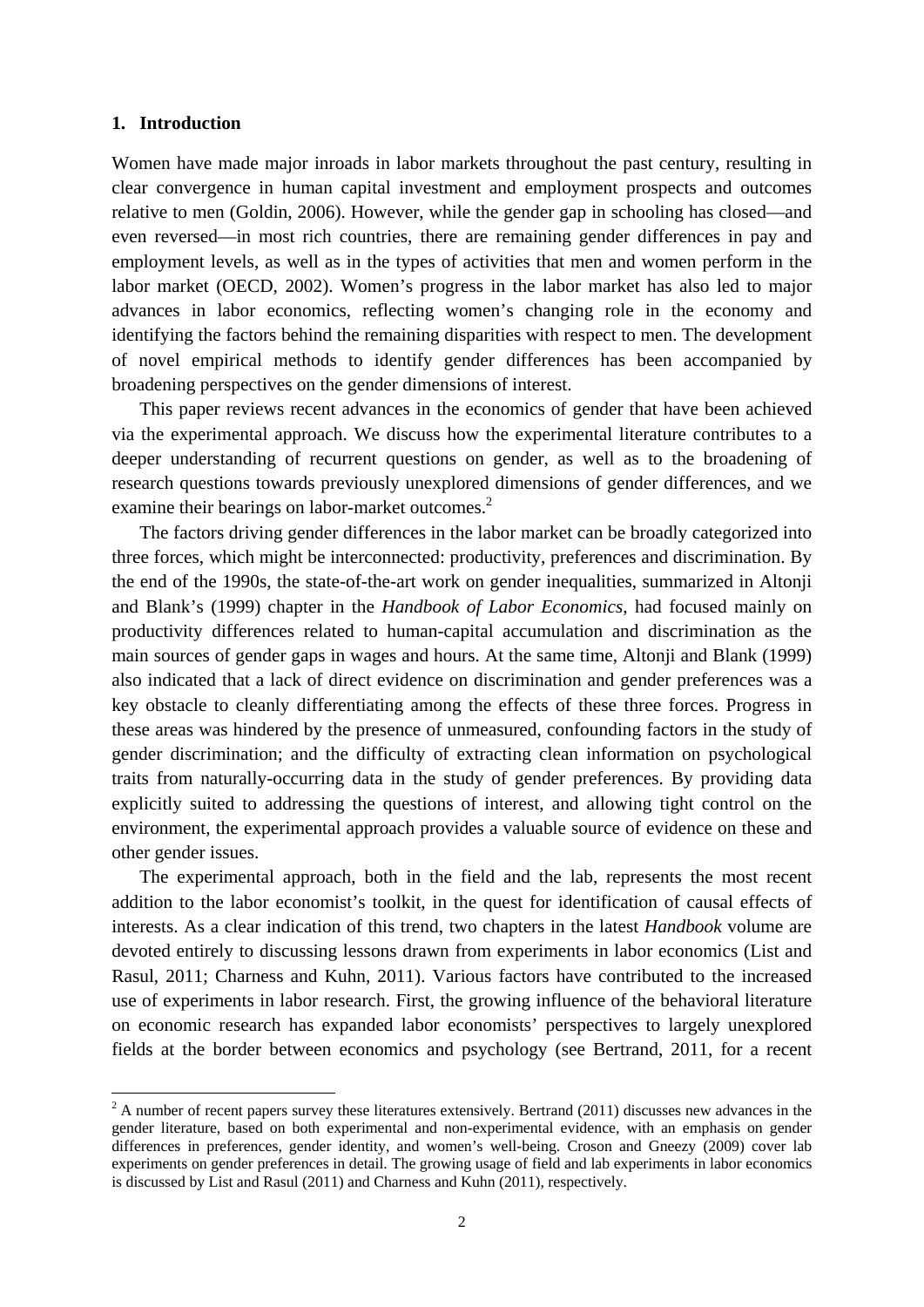## 1. Introduction

Women have made major inroads in labor markets throughout the past century, resulting in clear convergence in human capital investment and employment prospects and outcomes relative to men (Goldin, 2006). However, while the gender gap in schooling has closed—and even reversed—in most rich countries, there are remaining gender differences in pay and employment levels, as well as in the types of activities that men and women perform in the labor market (OECD, 2002). Women's progress in the labor market has also led to major advances in labor economics, reflecting women's changing role in the economy and identifying the factors behind the remaining disparities with respect to men. The development of novel empirical methods to identify gender differences has been accompanied by broadening perspectives on the gender dimensions of interest.

This paper reviews recent advances in the economics of gender that have been achieved via the experimental approach. We discuss how the experimental literature contributes to a deeper understanding of recurrent questions on gender, as well as to the broadening of research questions towards previously unexplored dimensions of gender differences, and we examine their bearings on labor-market outcomes.[2]

The factors driving gender differences in the labor market can be broadly categorized into three forces, which might be interconnected: productivity, preferences and discrimination. By the end of the 1990s, the state-of-the-art work on gender inequalities, summarized in Altonji and Blank's (1999) chapter in the *Handbook of Labor Economics*, had focused mainly on productivity differences related to human-capital accumulation and discrimination as the main sources of gender gaps in wages and hours. At the same time, Altonji and Blank (1999) also indicated that a lack of direct evidence on discrimination and gender preferences was a key obstacle to cleanly differentiating among the effects of these three forces. Progress in these areas was hindered by the presence of unmeasured, confounding factors in the study of gender discrimination; and the difficulty of extracting clean information on psychological traits from naturally-occurring data in the study of gender preferences. By providing data explicitly suited to addressing the questions of interest, and allowing tight control on the environment, the experimental approach provides a valuable source of evidence on these and other gender issues.

The experimental approach, both in the field and the lab, represents the most recent addition to the labor economist's toolkit, in the quest for identification of causal effects of interests. As a clear indication of this trend, two chapters in the latest *Handbook* volume are devoted entirely to discussing lessons drawn from experiments in labor economics (List and Rasul, 2011; Charness and Kuhn, 2011). Various factors have contributed to the increased use of experiments in labor research. First, the growing influence of the behavioral literature on economic research has expanded labor economists' perspectives to largely unexplored fields at the border between economics and psychology (see Bertrand, 2011, for a recent

[2] A number of recent papers survey these literatures extensively. Bertrand (2011) discusses new advances in the gender literature, based on both experimental and non-experimental evidence, with an emphasis on gender differences in preferences, gender identity, and women's well-being. Croson and Gneezy (2009) cover lab experiments on gender preferences in detail. The growing usage of field and lab experiments in labor economics is discussed by List and Rasul (2011) and Charness and Kuhn (2011), respectively.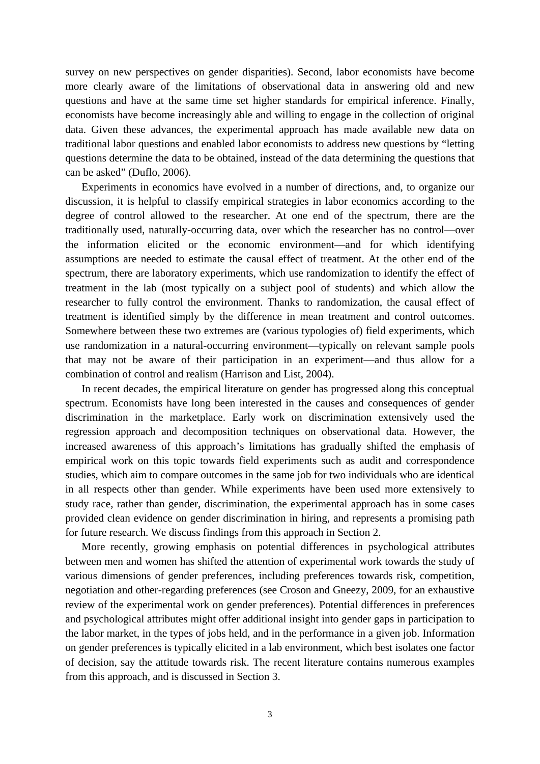survey on new perspectives on gender disparities). Second, labor economists have become more clearly aware of the limitations of observational data in answering old and new questions and have at the same time set higher standards for empirical inference. Finally, economists have become increasingly able and willing to engage in the collection of original data. Given these advances, the experimental approach has made available new data on traditional labor questions and enabled labor economists to address new questions by "letting questions determine the data to be obtained, instead of the data determining the questions that can be asked" (Duflo, 2006).

Experiments in economics have evolved in a number of directions, and, to organize our discussion, it is helpful to classify empirical strategies in labor economics according to the degree of control allowed to the researcher. At one end of the spectrum, there are the traditionally used, naturally-occurring data, over which the researcher has no control—over the information elicited or the economic environment—and for which identifying assumptions are needed to estimate the causal effect of treatment. At the other end of the spectrum, there are laboratory experiments, which use randomization to identify the effect of treatment in the lab (most typically on a subject pool of students) and which allow the researcher to fully control the environment. Thanks to randomization, the causal effect of treatment is identified simply by the difference in mean treatment and control outcomes. Somewhere between these two extremes are (various typologies of) field experiments, which use randomization in a natural-occurring environment—typically on relevant sample pools that may not be aware of their participation in an experiment—and thus allow for a combination of control and realism (Harrison and List, 2004).

In recent decades, the empirical literature on gender has progressed along this conceptual spectrum. Economists have long been interested in the causes and consequences of gender discrimination in the marketplace. Early work on discrimination extensively used the regression approach and decomposition techniques on observational data. However, the increased awareness of this approach's limitations has gradually shifted the emphasis of empirical work on this topic towards field experiments such as audit and correspondence studies, which aim to compare outcomes in the same job for two individuals who are identical in all respects other than gender. While experiments have been used more extensively to study race, rather than gender, discrimination, the experimental approach has in some cases provided clean evidence on gender discrimination in hiring, and represents a promising path for future research. We discuss findings from this approach in Section 2.

More recently, growing emphasis on potential differences in psychological attributes between men and women has shifted the attention of experimental work towards the study of various dimensions of gender preferences, including preferences towards risk, competition, negotiation and other-regarding preferences (see Croson and Gneezy, 2009, for an exhaustive review of the experimental work on gender preferences). Potential differences in preferences and psychological attributes might offer additional insight into gender gaps in participation to the labor market, in the types of jobs held, and in the performance in a given job. Information on gender preferences is typically elicited in a lab environment, which best isolates one factor of decision, say the attitude towards risk. The recent literature contains numerous examples from this approach, and is discussed in Section 3.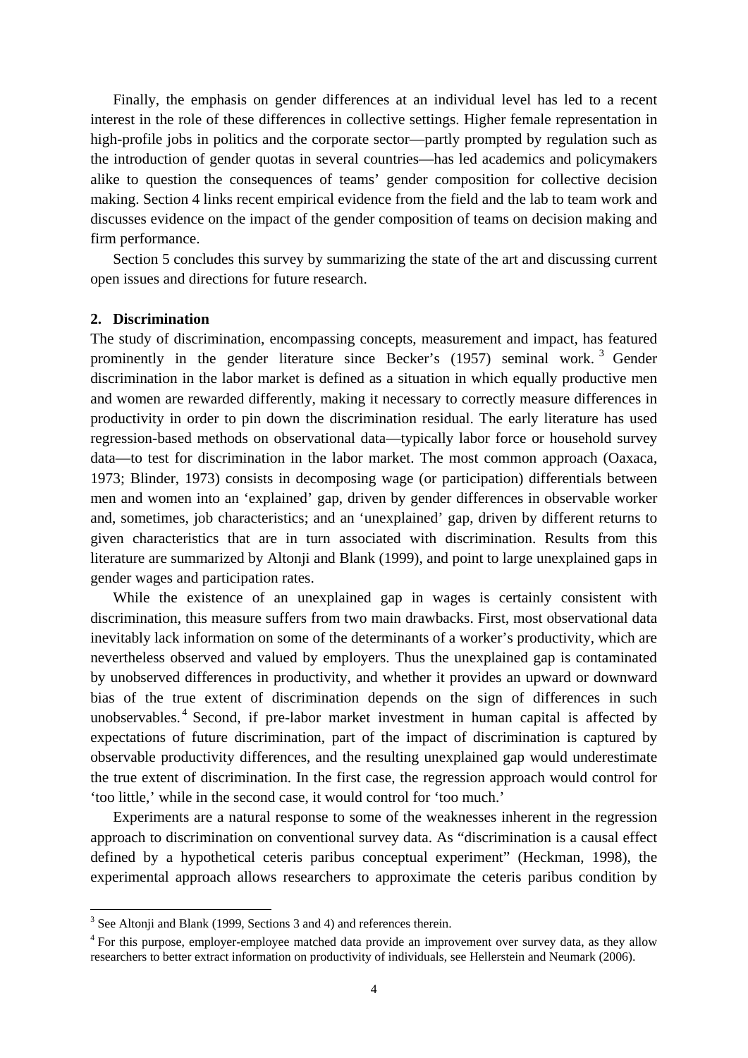Finally, the emphasis on gender differences at an individual level has led to a recent interest in the role of these differences in collective settings. Higher female representation in high-profile jobs in politics and the corporate sector—partly prompted by regulation such as the introduction of gender quotas in several countries—has led academics and policymakers alike to question the consequences of teams' gender composition for collective decision making. Section 4 links recent empirical evidence from the field and the lab to team work and discusses evidence on the impact of the gender composition of teams on decision making and firm performance.

Section 5 concludes this survey by summarizing the state of the art and discussing current open issues and directions for future research.

## 2. Discrimination

The study of discrimination, encompassing concepts, measurement and impact, has featured prominently in the gender literature since Becker's (1957) seminal work.[3] Gender discrimination in the labor market is defined as a situation in which equally productive men and women are rewarded differently, making it necessary to correctly measure differences in productivity in order to pin down the discrimination residual. The early literature has used regression-based methods on observational data—typically labor force or household survey data—to test for discrimination in the labor market. The most common approach (Oaxaca, 1973; Blinder, 1973) consists in decomposing wage (or participation) differentials between men and women into an 'explained' gap, driven by gender differences in observable worker and, sometimes, job characteristics; and an 'unexplained' gap, driven by different returns to given characteristics that are in turn associated with discrimination. Results from this literature are summarized by Altonji and Blank (1999), and point to large unexplained gaps in gender wages and participation rates.

While the existence of an unexplained gap in wages is certainly consistent with discrimination, this measure suffers from two main drawbacks. First, most observational data inevitably lack information on some of the determinants of a worker's productivity, which are nevertheless observed and valued by employers. Thus the unexplained gap is contaminated by unobserved differences in productivity, and whether it provides an upward or downward bias of the true extent of discrimination depends on the sign of differences in such unobservables.[4] Second, if pre-labor market investment in human capital is affected by expectations of future discrimination, part of the impact of discrimination is captured by observable productivity differences, and the resulting unexplained gap would underestimate the true extent of discrimination. In the first case, the regression approach would control for 'too little,' while in the second case, it would control for 'too much.'

Experiments are a natural response to some of the weaknesses inherent in the regression approach to discrimination on conventional survey data. As "discrimination is a causal effect defined by a hypothetical ceteris paribus conceptual experiment" (Heckman, 1998), the experimental approach allows researchers to approximate the ceteris paribus condition by

---

[3] See Altonji and Blank (1999, Sections 3 and 4) and references therein.

[4] For this purpose, employer-employee matched data provide an improvement over survey data, as they allow researchers to better extract information on productivity of individuals, see Hellerstein and Neumark (2006).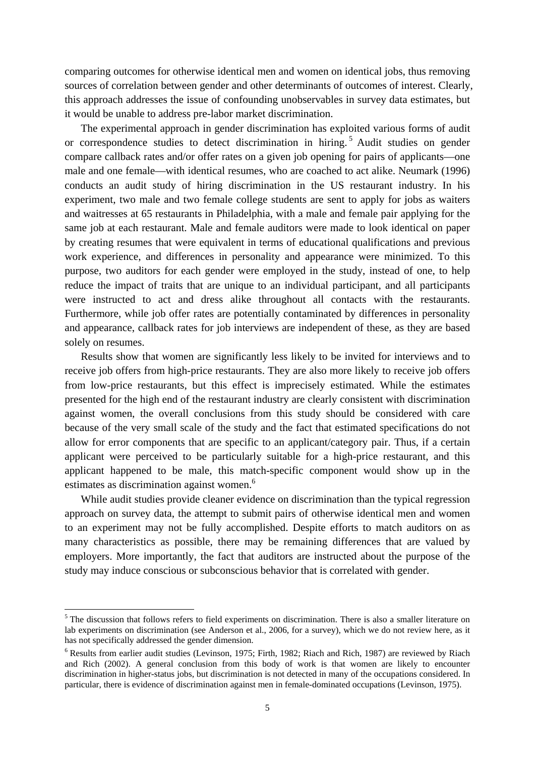comparing outcomes for otherwise identical men and women on identical jobs, thus removing sources of correlation between gender and other determinants of outcomes of interest. Clearly, this approach addresses the issue of confounding unobservables in survey data estimates, but it would be unable to address pre-labor market discrimination.

The experimental approach in gender discrimination has exploited various forms of audit or correspondence studies to detect discrimination in hiring.[5] Audit studies on gender compare callback rates and/or offer rates on a given job opening for pairs of applicants—one male and one female—with identical resumes, who are coached to act alike. Neumark (1996) conducts an audit study of hiring discrimination in the US restaurant industry. In his experiment, two male and two female college students are sent to apply for jobs as waiters and waitresses at 65 restaurants in Philadelphia, with a male and female pair applying for the same job at each restaurant. Male and female auditors were made to look identical on paper by creating resumes that were equivalent in terms of educational qualifications and previous work experience, and differences in personality and appearance were minimized. To this purpose, two auditors for each gender were employed in the study, instead of one, to help reduce the impact of traits that are unique to an individual participant, and all participants were instructed to act and dress alike throughout all contacts with the restaurants. Furthermore, while job offer rates are potentially contaminated by differences in personality and appearance, callback rates for job interviews are independent of these, as they are based solely on resumes.

Results show that women are significantly less likely to be invited for interviews and to receive job offers from high-price restaurants. They are also more likely to receive job offers from low-price restaurants, but this effect is imprecisely estimated. While the estimates presented for the high end of the restaurant industry are clearly consistent with discrimination against women, the overall conclusions from this study should be considered with care because of the very small scale of the study and the fact that estimated specifications do not allow for error components that are specific to an applicant/category pair. Thus, if a certain applicant were perceived to be particularly suitable for a high-price restaurant, and this applicant happened to be male, this match-specific component would show up in the estimates as discrimination against women.[6]

While audit studies provide cleaner evidence on discrimination than the typical regression approach on survey data, the attempt to submit pairs of otherwise identical men and women to an experiment may not be fully accomplished. Despite efforts to match auditors on as many characteristics as possible, there may be remaining differences that are valued by employers. More importantly, the fact that auditors are instructed about the purpose of the study may induce conscious or subconscious behavior that is correlated with gender.

---

[5] The discussion that follows refers to field experiments on discrimination. There is also a smaller literature on lab experiments on discrimination (see Anderson et al., 2006, for a survey), which we do not review here, as it has not specifically addressed the gender dimension.

[6] Results from earlier audit studies (Levinson, 1975; Firth, 1982; Riach and Rich, 1987) are reviewed by Riach and Rich (2002). A general conclusion from this body of work is that women are likely to encounter discrimination in higher-status jobs, but discrimination is not detected in many of the occupations considered. In particular, there is evidence of discrimination against men in female-dominated occupations (Levinson, 1975).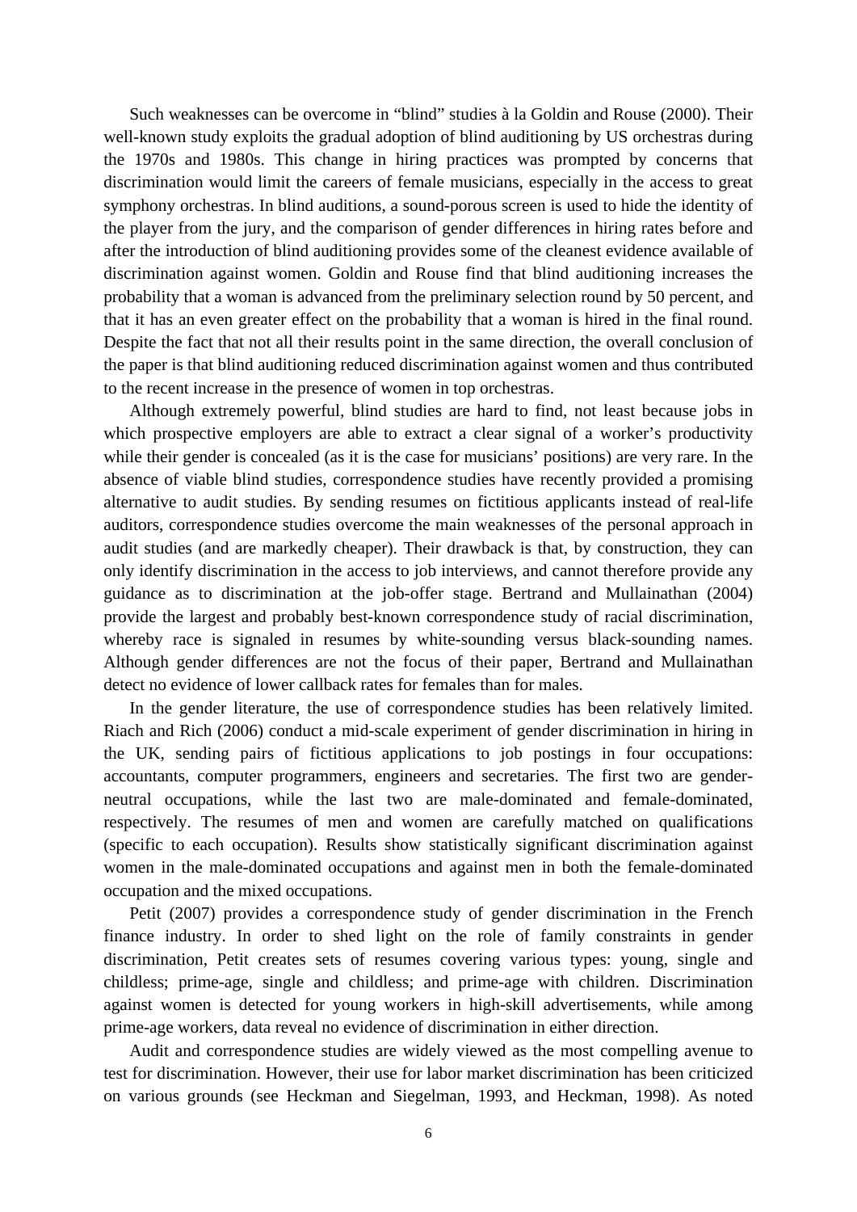Such weaknesses can be overcome in "blind" studies à la Goldin and Rouse (2000). Their well-known study exploits the gradual adoption of blind auditioning by US orchestras during the 1970s and 1980s. This change in hiring practices was prompted by concerns that discrimination would limit the careers of female musicians, especially in the access to great symphony orchestras. In blind auditions, a sound-porous screen is used to hide the identity of the player from the jury, and the comparison of gender differences in hiring rates before and after the introduction of blind auditioning provides some of the cleanest evidence available of discrimination against women. Goldin and Rouse find that blind auditioning increases the probability that a woman is advanced from the preliminary selection round by 50 percent, and that it has an even greater effect on the probability that a woman is hired in the final round. Despite the fact that not all their results point in the same direction, the overall conclusion of the paper is that blind auditioning reduced discrimination against women and thus contributed to the recent increase in the presence of women in top orchestras.

Although extremely powerful, blind studies are hard to find, not least because jobs in which prospective employers are able to extract a clear signal of a worker's productivity while their gender is concealed (as it is the case for musicians' positions) are very rare. In the absence of viable blind studies, correspondence studies have recently provided a promising alternative to audit studies. By sending resumes on fictitious applicants instead of real-life auditors, correspondence studies overcome the main weaknesses of the personal approach in audit studies (and are markedly cheaper). Their drawback is that, by construction, they can only identify discrimination in the access to job interviews, and cannot therefore provide any guidance as to discrimination at the job-offer stage. Bertrand and Mullainathan (2004) provide the largest and probably best-known correspondence study of racial discrimination, whereby race is signaled in resumes by white-sounding versus black-sounding names. Although gender differences are not the focus of their paper, Bertrand and Mullainathan detect no evidence of lower callback rates for females than for males.

In the gender literature, the use of correspondence studies has been relatively limited. Riach and Rich (2006) conduct a mid-scale experiment of gender discrimination in hiring in the UK, sending pairs of fictitious applications to job postings in four occupations: accountants, computer programmers, engineers and secretaries. The first two are gender-neutral occupations, while the last two are male-dominated and female-dominated, respectively. The resumes of men and women are carefully matched on qualifications (specific to each occupation). Results show statistically significant discrimination against women in the male-dominated occupations and against men in both the female-dominated occupation and the mixed occupations.

Petit (2007) provides a correspondence study of gender discrimination in the French finance industry. In order to shed light on the role of family constraints in gender discrimination, Petit creates sets of resumes covering various types: young, single and childless; prime-age, single and childless; and prime-age with children. Discrimination against women is detected for young workers in high-skill advertisements, while among prime-age workers, data reveal no evidence of discrimination in either direction.

Audit and correspondence studies are widely viewed as the most compelling avenue to test for discrimination. However, their use for labor market discrimination has been criticized on various grounds (see Heckman and Siegelman, 1993, and Heckman, 1998). As noted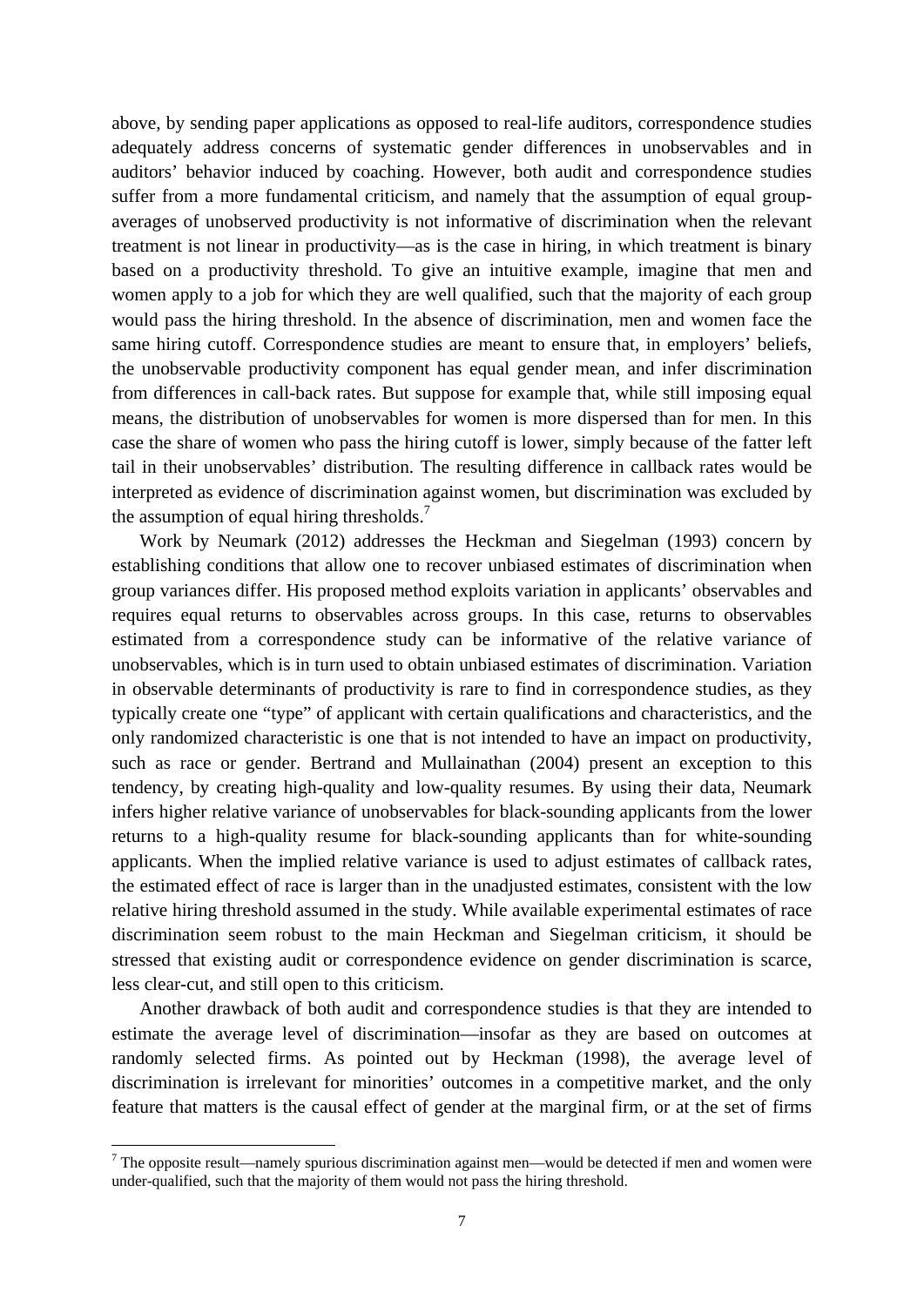above, by sending paper applications as opposed to real-life auditors, correspondence studies adequately address concerns of systematic gender differences in unobservables and in auditors' behavior induced by coaching. However, both audit and correspondence studies suffer from a more fundamental criticism, and namely that the assumption of equal group-averages of unobserved productivity is not informative of discrimination when the relevant treatment is not linear in productivity—as is the case in hiring, in which treatment is binary based on a productivity threshold. To give an intuitive example, imagine that men and women apply to a job for which they are well qualified, such that the majority of each group would pass the hiring threshold. In the absence of discrimination, men and women face the same hiring cutoff. Correspondence studies are meant to ensure that, in employers' beliefs, the unobservable productivity component has equal gender mean, and infer discrimination from differences in call-back rates. But suppose for example that, while still imposing equal means, the distribution of unobservables for women is more dispersed than for men. In this case the share of women who pass the hiring cutoff is lower, simply because of the fatter left tail in their unobservables' distribution. The resulting difference in callback rates would be interpreted as evidence of discrimination against women, but discrimination was excluded by the assumption of equal hiring thresholds.[7]

Work by Neumark (2012) addresses the Heckman and Siegelman (1993) concern by establishing conditions that allow one to recover unbiased estimates of discrimination when group variances differ. His proposed method exploits variation in applicants' observables and requires equal returns to observables across groups. In this case, returns to observables estimated from a correspondence study can be informative of the relative variance of unobservables, which is in turn used to obtain unbiased estimates of discrimination. Variation in observable determinants of productivity is rare to find in correspondence studies, as they typically create one "type" of applicant with certain qualifications and characteristics, and the only randomized characteristic is one that is not intended to have an impact on productivity, such as race or gender. Bertrand and Mullainathan (2004) present an exception to this tendency, by creating high-quality and low-quality resumes. By using their data, Neumark infers higher relative variance of unobservables for black-sounding applicants from the lower returns to a high-quality resume for black-sounding applicants than for white-sounding applicants. When the implied relative variance is used to adjust estimates of callback rates, the estimated effect of race is larger than in the unadjusted estimates, consistent with the low relative hiring threshold assumed in the study. While available experimental estimates of race discrimination seem robust to the main Heckman and Siegelman criticism, it should be stressed that existing audit or correspondence evidence on gender discrimination is scarce, less clear-cut, and still open to this criticism.

Another drawback of both audit and correspondence studies is that they are intended to estimate the average level of discrimination—insofar as they are based on outcomes at randomly selected firms. As pointed out by Heckman (1998), the average level of discrimination is irrelevant for minorities' outcomes in a competitive market, and the only feature that matters is the causal effect of gender at the marginal firm, or at the set of firms

[7] The opposite result—namely spurious discrimination against men—would be detected if men and women were under-qualified, such that the majority of them would not pass the hiring threshold.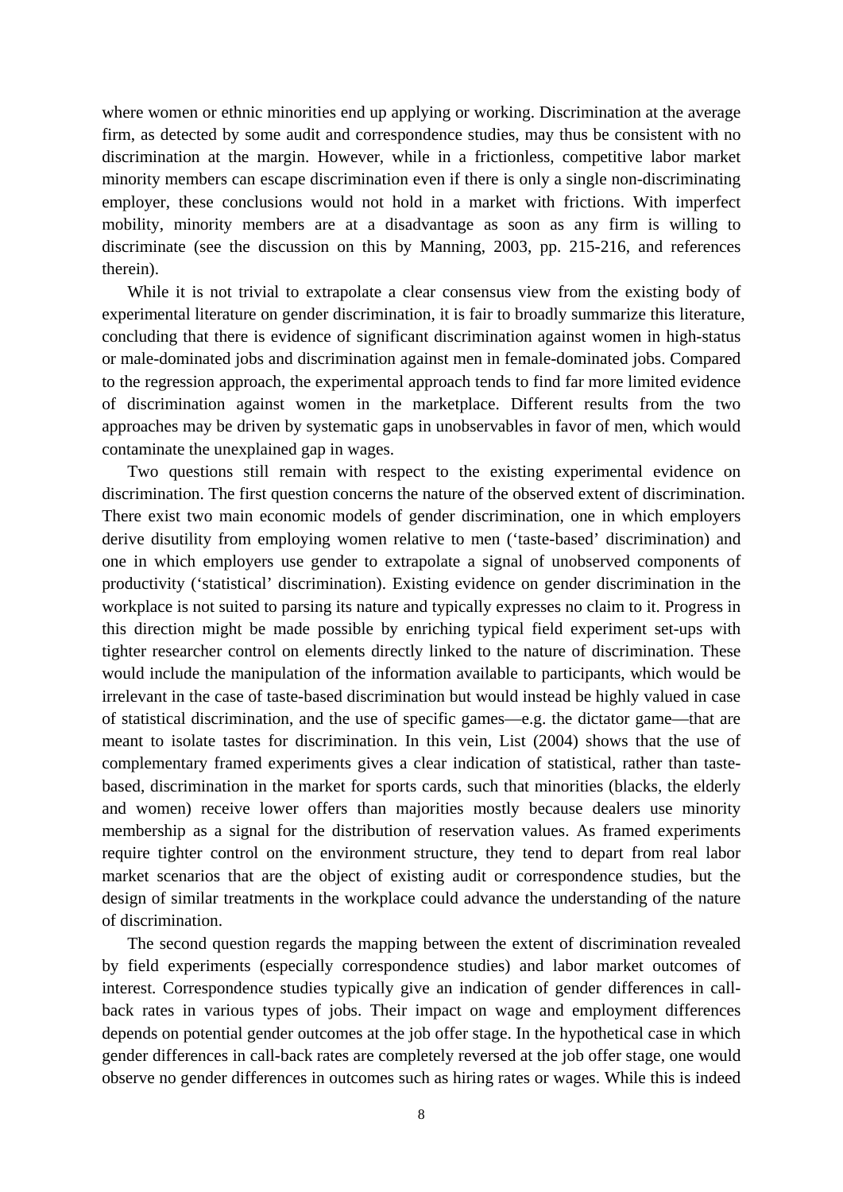where women or ethnic minorities end up applying or working. Discrimination at the average firm, as detected by some audit and correspondence studies, may thus be consistent with no discrimination at the margin. However, while in a frictionless, competitive labor market minority members can escape discrimination even if there is only a single non-discriminating employer, these conclusions would not hold in a market with frictions. With imperfect mobility, minority members are at a disadvantage as soon as any firm is willing to discriminate (see the discussion on this by Manning, 2003, pp. 215-216, and references therein).

While it is not trivial to extrapolate a clear consensus view from the existing body of experimental literature on gender discrimination, it is fair to broadly summarize this literature, concluding that there is evidence of significant discrimination against women in high-status or male-dominated jobs and discrimination against men in female-dominated jobs. Compared to the regression approach, the experimental approach tends to find far more limited evidence of discrimination against women in the marketplace. Different results from the two approaches may be driven by systematic gaps in unobservables in favor of men, which would contaminate the unexplained gap in wages.

Two questions still remain with respect to the existing experimental evidence on discrimination. The first question concerns the nature of the observed extent of discrimination. There exist two main economic models of gender discrimination, one in which employers derive disutility from employing women relative to men ('taste-based' discrimination) and one in which employers use gender to extrapolate a signal of unobserved components of productivity ('statistical' discrimination). Existing evidence on gender discrimination in the workplace is not suited to parsing its nature and typically expresses no claim to it. Progress in this direction might be made possible by enriching typical field experiment set-ups with tighter researcher control on elements directly linked to the nature of discrimination. These would include the manipulation of the information available to participants, which would be irrelevant in the case of taste-based discrimination but would instead be highly valued in case of statistical discrimination, and the use of specific games—e.g. the dictator game—that are meant to isolate tastes for discrimination. In this vein, List (2004) shows that the use of complementary framed experiments gives a clear indication of statistical, rather than taste-based, discrimination in the market for sports cards, such that minorities (blacks, the elderly and women) receive lower offers than majorities mostly because dealers use minority membership as a signal for the distribution of reservation values. As framed experiments require tighter control on the environment structure, they tend to depart from real labor market scenarios that are the object of existing audit or correspondence studies, but the design of similar treatments in the workplace could advance the understanding of the nature of discrimination.

The second question regards the mapping between the extent of discrimination revealed by field experiments (especially correspondence studies) and labor market outcomes of interest. Correspondence studies typically give an indication of gender differences in call-back rates in various types of jobs. Their impact on wage and employment differences depends on potential gender outcomes at the job offer stage. In the hypothetical case in which gender differences in call-back rates are completely reversed at the job offer stage, one would observe no gender differences in outcomes such as hiring rates or wages. While this is indeed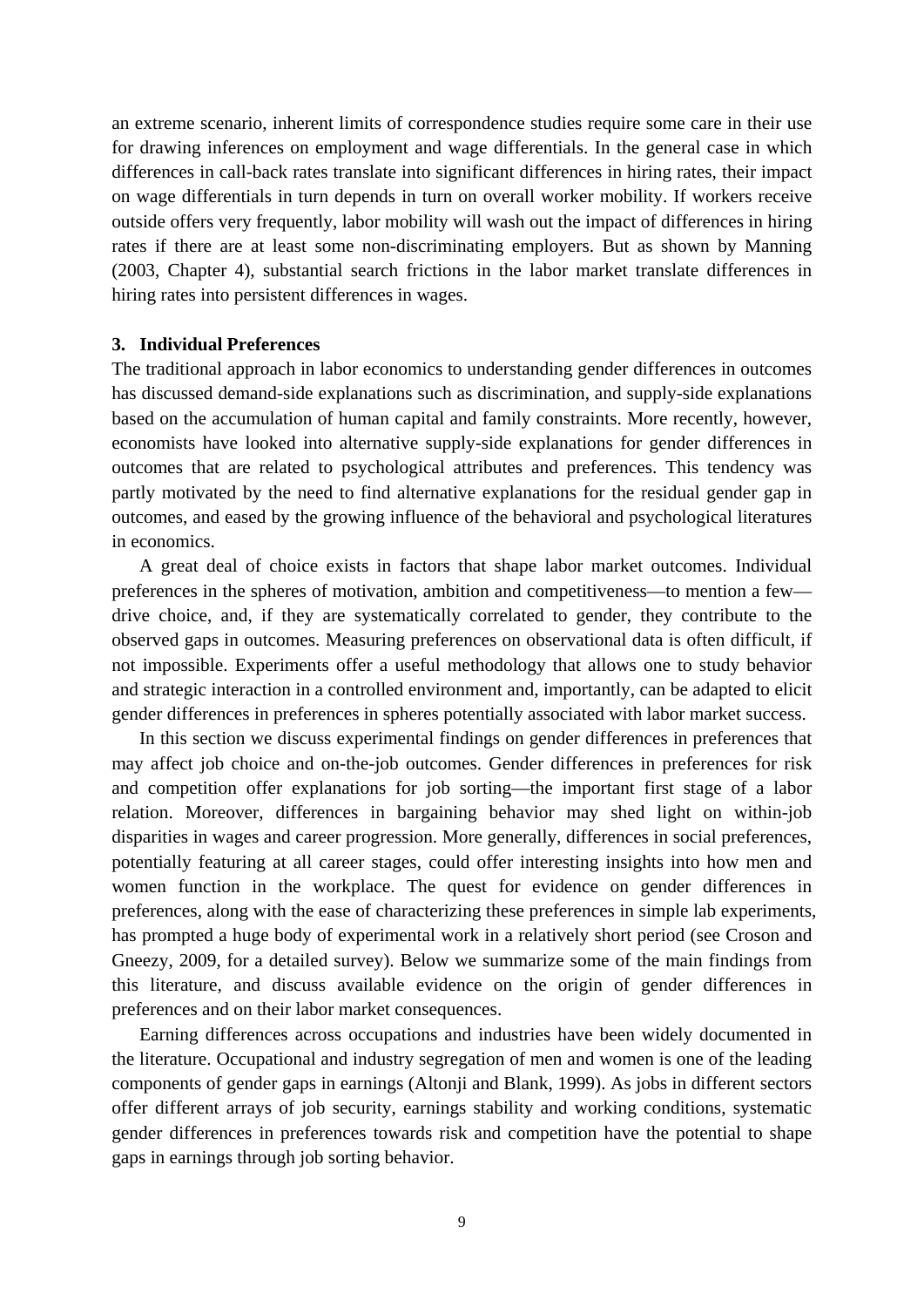an extreme scenario, inherent limits of correspondence studies require some care in their use for drawing inferences on employment and wage differentials. In the general case in which differences in call-back rates translate into significant differences in hiring rates, their impact on wage differentials in turn depends in turn on overall worker mobility. If workers receive outside offers very frequently, labor mobility will wash out the impact of differences in hiring rates if there are at least some non-discriminating employers. But as shown by Manning (2003, Chapter 4), substantial search frictions in the labor market translate differences in hiring rates into persistent differences in wages.

### 3. Individual Preferences

The traditional approach in labor economics to understanding gender differences in outcomes has discussed demand-side explanations such as discrimination, and supply-side explanations based on the accumulation of human capital and family constraints. More recently, however, economists have looked into alternative supply-side explanations for gender differences in outcomes that are related to psychological attributes and preferences. This tendency was partly motivated by the need to find alternative explanations for the residual gender gap in outcomes, and eased by the growing influence of the behavioral and psychological literatures in economics.

A great deal of choice exists in factors that shape labor market outcomes. Individual preferences in the spheres of motivation, ambition and competitiveness—to mention a few—drive choice, and, if they are systematically correlated to gender, they contribute to the observed gaps in outcomes. Measuring preferences on observational data is often difficult, if not impossible. Experiments offer a useful methodology that allows one to study behavior and strategic interaction in a controlled environment and, importantly, can be adapted to elicit gender differences in preferences in spheres potentially associated with labor market success.

In this section we discuss experimental findings on gender differences in preferences that may affect job choice and on-the-job outcomes. Gender differences in preferences for risk and competition offer explanations for job sorting—the important first stage of a labor relation. Moreover, differences in bargaining behavior may shed light on within-job disparities in wages and career progression. More generally, differences in social preferences, potentially featuring at all career stages, could offer interesting insights into how men and women function in the workplace. The quest for evidence on gender differences in preferences, along with the ease of characterizing these preferences in simple lab experiments, has prompted a huge body of experimental work in a relatively short period (see Croson and Gneezy, 2009, for a detailed survey). Below we summarize some of the main findings from this literature, and discuss available evidence on the origin of gender differences in preferences and on their labor market consequences.

Earning differences across occupations and industries have been widely documented in the literature. Occupational and industry segregation of men and women is one of the leading components of gender gaps in earnings (Altonji and Blank, 1999). As jobs in different sectors offer different arrays of job security, earnings stability and working conditions, systematic gender differences in preferences towards risk and competition have the potential to shape gaps in earnings through job sorting behavior.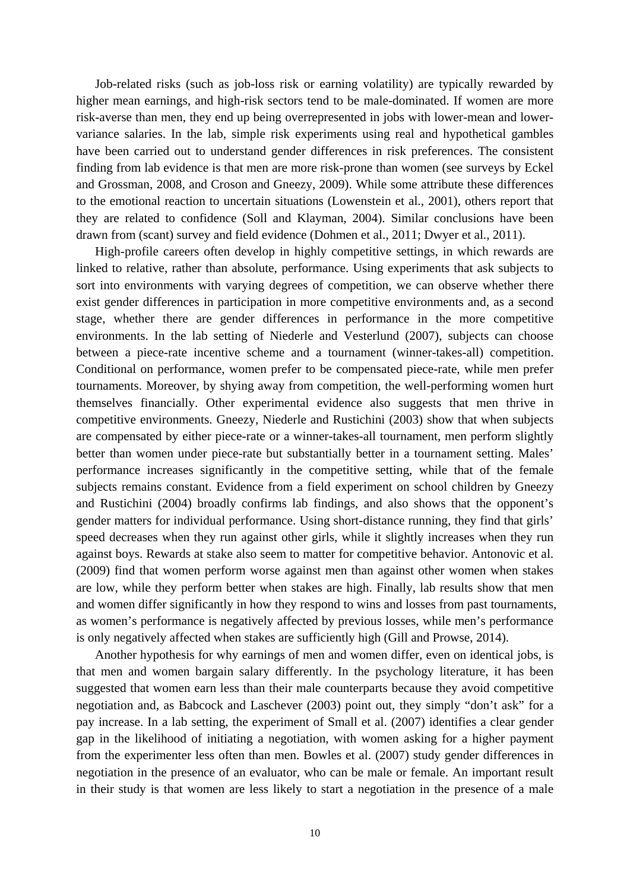Job-related risks (such as job-loss risk or earning volatility) are typically rewarded by higher mean earnings, and high-risk sectors tend to be male-dominated. If women are more risk-averse than men, they end up being overrepresented in jobs with lower-mean and lower-variance salaries. In the lab, simple risk experiments using real and hypothetical gambles have been carried out to understand gender differences in risk preferences. The consistent finding from lab evidence is that men are more risk-prone than women (see surveys by Eckel and Grossman, 2008, and Croson and Gneezy, 2009). While some attribute these differences to the emotional reaction to uncertain situations (Lowenstein et al., 2001), others report that they are related to confidence (Soll and Klayman, 2004). Similar conclusions have been drawn from (scant) survey and field evidence (Dohmen et al., 2011; Dwyer et al., 2011).

High-profile careers often develop in highly competitive settings, in which rewards are linked to relative, rather than absolute, performance. Using experiments that ask subjects to sort into environments with varying degrees of competition, we can observe whether there exist gender differences in participation in more competitive environments and, as a second stage, whether there are gender differences in performance in the more competitive environments. In the lab setting of Niederle and Vesterlund (2007), subjects can choose between a piece-rate incentive scheme and a tournament (winner-takes-all) competition. Conditional on performance, women prefer to be compensated piece-rate, while men prefer tournaments. Moreover, by shying away from competition, the well-performing women hurt themselves financially. Other experimental evidence also suggests that men thrive in competitive environments. Gneezy, Niederle and Rustichini (2003) show that when subjects are compensated by either piece-rate or a winner-takes-all tournament, men perform slightly better than women under piece-rate but substantially better in a tournament setting. Males' performance increases significantly in the competitive setting, while that of the female subjects remains constant. Evidence from a field experiment on school children by Gneezy and Rustichini (2004) broadly confirms lab findings, and also shows that the opponent's gender matters for individual performance. Using short-distance running, they find that girls' speed decreases when they run against other girls, while it slightly increases when they run against boys. Rewards at stake also seem to matter for competitive behavior. Antonovic et al. (2009) find that women perform worse against men than against other women when stakes are low, while they perform better when stakes are high. Finally, lab results show that men and women differ significantly in how they respond to wins and losses from past tournaments, as women's performance is negatively affected by previous losses, while men's performance is only negatively affected when stakes are sufficiently high (Gill and Prowse, 2014).

Another hypothesis for why earnings of men and women differ, even on identical jobs, is that men and women bargain salary differently. In the psychology literature, it has been suggested that women earn less than their male counterparts because they avoid competitive negotiation and, as Babcock and Laschever (2003) point out, they simply "don't ask" for a pay increase. In a lab setting, the experiment of Small et al. (2007) identifies a clear gender gap in the likelihood of initiating a negotiation, with women asking for a higher payment from the experimenter less often than men. Bowles et al. (2007) study gender differences in negotiation in the presence of an evaluator, who can be male or female. An important result in their study is that women are less likely to start a negotiation in the presence of a male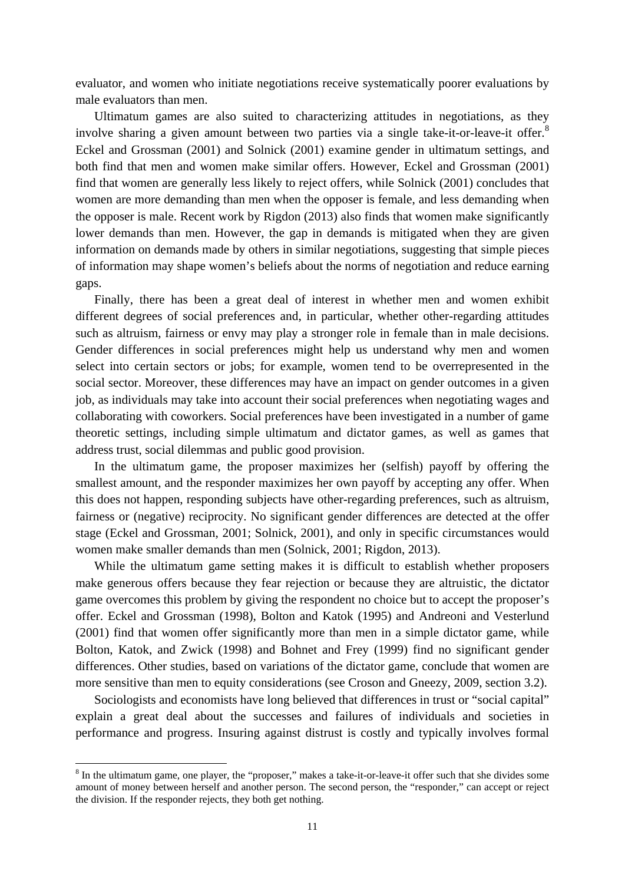evaluator, and women who initiate negotiations receive systematically poorer evaluations by male evaluators than men.

Ultimatum games are also suited to characterizing attitudes in negotiations, as they involve sharing a given amount between two parties via a single take-it-or-leave-it offer.[8] Eckel and Grossman (2001) and Solnick (2001) examine gender in ultimatum settings, and both find that men and women make similar offers. However, Eckel and Grossman (2001) find that women are generally less likely to reject offers, while Solnick (2001) concludes that women are more demanding than men when the opposer is female, and less demanding when the opposer is male. Recent work by Rigdon (2013) also finds that women make significantly lower demands than men. However, the gap in demands is mitigated when they are given information on demands made by others in similar negotiations, suggesting that simple pieces of information may shape women's beliefs about the norms of negotiation and reduce earning gaps.

Finally, there has been a great deal of interest in whether men and women exhibit different degrees of social preferences and, in particular, whether other-regarding attitudes such as altruism, fairness or envy may play a stronger role in female than in male decisions. Gender differences in social preferences might help us understand why men and women select into certain sectors or jobs; for example, women tend to be overrepresented in the social sector. Moreover, these differences may have an impact on gender outcomes in a given job, as individuals may take into account their social preferences when negotiating wages and collaborating with coworkers. Social preferences have been investigated in a number of game theoretic settings, including simple ultimatum and dictator games, as well as games that address trust, social dilemmas and public good provision.

In the ultimatum game, the proposer maximizes her (selfish) payoff by offering the smallest amount, and the responder maximizes her own payoff by accepting any offer. When this does not happen, responding subjects have other-regarding preferences, such as altruism, fairness or (negative) reciprocity. No significant gender differences are detected at the offer stage (Eckel and Grossman, 2001; Solnick, 2001), and only in specific circumstances would women make smaller demands than men (Solnick, 2001; Rigdon, 2013).

While the ultimatum game setting makes it is difficult to establish whether proposers make generous offers because they fear rejection or because they are altruistic, the dictator game overcomes this problem by giving the respondent no choice but to accept the proposer's offer. Eckel and Grossman (1998), Bolton and Katok (1995) and Andreoni and Vesterlund (2001) find that women offer significantly more than men in a simple dictator game, while Bolton, Katok, and Zwick (1998) and Bohnet and Frey (1999) find no significant gender differences. Other studies, based on variations of the dictator game, conclude that women are more sensitive than men to equity considerations (see Croson and Gneezy, 2009, section 3.2).

Sociologists and economists have long believed that differences in trust or "social capital" explain a great deal about the successes and failures of individuals and societies in performance and progress. Insuring against distrust is costly and typically involves formal

[8] In the ultimatum game, one player, the "proposer," makes a take-it-or-leave-it offer such that she divides some amount of money between herself and another person. The second person, the "responder," can accept or reject the division. If the responder rejects, they both get nothing.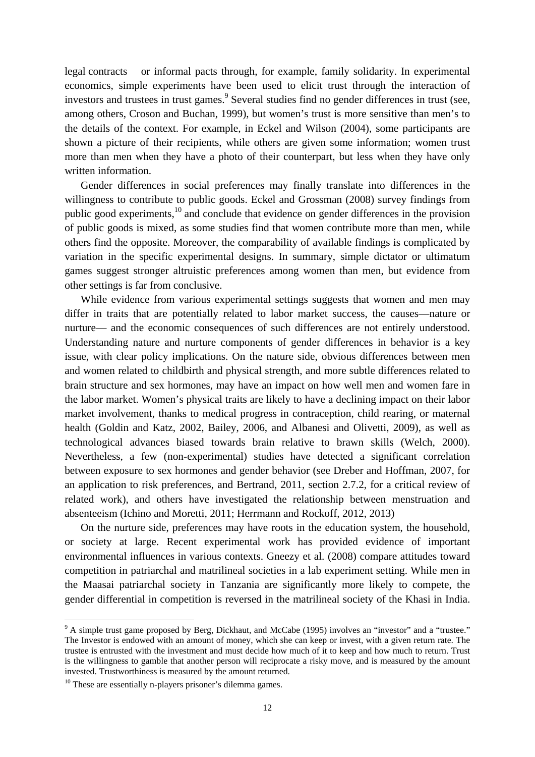legal contracts or informal pacts through, for example, family solidarity. In experimental economics, simple experiments have been used to elicit trust through the interaction of investors and trustees in trust games.[9] Several studies find no gender differences in trust (see, among others, Croson and Buchan, 1999), but women's trust is more sensitive than men's to the details of the context. For example, in Eckel and Wilson (2004), some participants are shown a picture of their recipients, while others are given some information; women trust more than men when they have a photo of their counterpart, but less when they have only written information.

Gender differences in social preferences may finally translate into differences in the willingness to contribute to public goods. Eckel and Grossman (2008) survey findings from public good experiments,[10] and conclude that evidence on gender differences in the provision of public goods is mixed, as some studies find that women contribute more than men, while others find the opposite. Moreover, the comparability of available findings is complicated by variation in the specific experimental designs. In summary, simple dictator or ultimatum games suggest stronger altruistic preferences among women than men, but evidence from other settings is far from conclusive.

While evidence from various experimental settings suggests that women and men may differ in traits that are potentially related to labor market success, the causes—nature or nurture— and the economic consequences of such differences are not entirely understood. Understanding nature and nurture components of gender differences in behavior is a key issue, with clear policy implications. On the nature side, obvious differences between men and women related to childbirth and physical strength, and more subtle differences related to brain structure and sex hormones, may have an impact on how well men and women fare in the labor market. Women's physical traits are likely to have a declining impact on their labor market involvement, thanks to medical progress in contraception, child rearing, or maternal health (Goldin and Katz, 2002, Bailey, 2006, and Albanesi and Olivetti, 2009), as well as technological advances biased towards brain relative to brawn skills (Welch, 2000). Nevertheless, a few (non-experimental) studies have detected a significant correlation between exposure to sex hormones and gender behavior (see Dreber and Hoffman, 2007, for an application to risk preferences, and Bertrand, 2011, section 2.7.2, for a critical review of related work), and others have investigated the relationship between menstruation and absenteeism (Ichino and Moretti, 2011; Herrmann and Rockoff, 2012, 2013)

On the nurture side, preferences may have roots in the education system, the household, or society at large. Recent experimental work has provided evidence of important environmental influences in various contexts. Gneezy et al. (2008) compare attitudes toward competition in patriarchal and matrilineal societies in a lab experiment setting. While men in the Maasai patriarchal society in Tanzania are significantly more likely to compete, the gender differential in competition is reversed in the matrilineal society of the Khasi in India.

---

[9] A simple trust game proposed by Berg, Dickhaut, and McCabe (1995) involves an "investor" and a "trustee." The Investor is endowed with an amount of money, which she can keep or invest, with a given return rate. The trustee is entrusted with the investment and must decide how much of it to keep and how much to return. Trust is the willingness to gamble that another person will reciprocate a risky move, and is measured by the amount invested. Trustworthiness is measured by the amount returned.

[10] These are essentially n-players prisoner's dilemma games.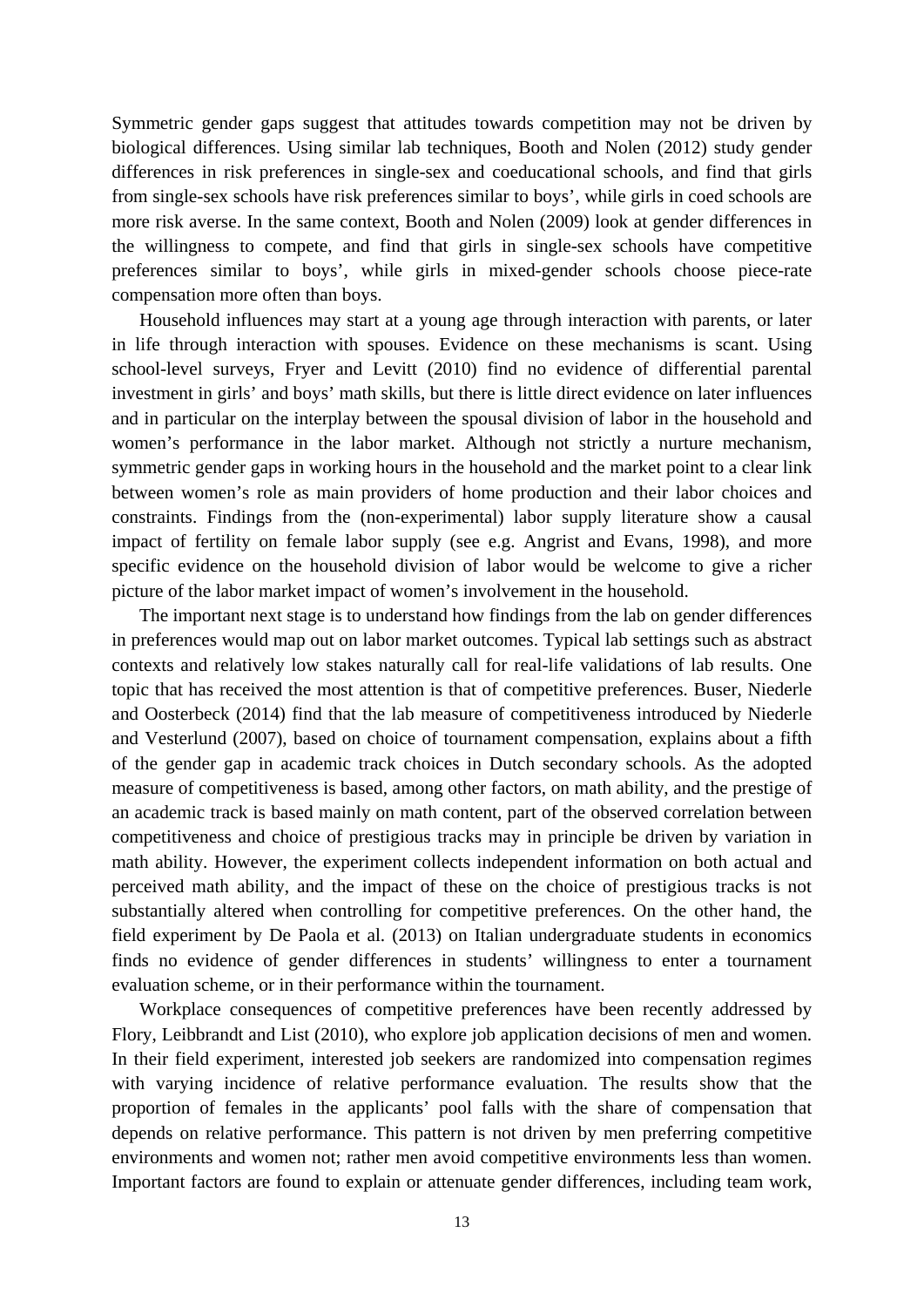Symmetric gender gaps suggest that attitudes towards competition may not be driven by biological differences. Using similar lab techniques, Booth and Nolen (2012) study gender differences in risk preferences in single-sex and coeducational schools, and find that girls from single-sex schools have risk preferences similar to boys', while girls in coed schools are more risk averse. In the same context, Booth and Nolen (2009) look at gender differences in the willingness to compete, and find that girls in single-sex schools have competitive preferences similar to boys', while girls in mixed-gender schools choose piece-rate compensation more often than boys.

Household influences may start at a young age through interaction with parents, or later in life through interaction with spouses. Evidence on these mechanisms is scant. Using school-level surveys, Fryer and Levitt (2010) find no evidence of differential parental investment in girls' and boys' math skills, but there is little direct evidence on later influences and in particular on the interplay between the spousal division of labor in the household and women's performance in the labor market. Although not strictly a nurture mechanism, symmetric gender gaps in working hours in the household and the market point to a clear link between women's role as main providers of home production and their labor choices and constraints. Findings from the (non-experimental) labor supply literature show a causal impact of fertility on female labor supply (see e.g. Angrist and Evans, 1998), and more specific evidence on the household division of labor would be welcome to give a richer picture of the labor market impact of women's involvement in the household.

The important next stage is to understand how findings from the lab on gender differences in preferences would map out on labor market outcomes. Typical lab settings such as abstract contexts and relatively low stakes naturally call for real-life validations of lab results. One topic that has received the most attention is that of competitive preferences. Buser, Niederle and Oosterbeck (2014) find that the lab measure of competitiveness introduced by Niederle and Vesterlund (2007), based on choice of tournament compensation, explains about a fifth of the gender gap in academic track choices in Dutch secondary schools. As the adopted measure of competitiveness is based, among other factors, on math ability, and the prestige of an academic track is based mainly on math content, part of the observed correlation between competitiveness and choice of prestigious tracks may in principle be driven by variation in math ability. However, the experiment collects independent information on both actual and perceived math ability, and the impact of these on the choice of prestigious tracks is not substantially altered when controlling for competitive preferences. On the other hand, the field experiment by De Paola et al. (2013) on Italian undergraduate students in economics finds no evidence of gender differences in students' willingness to enter a tournament evaluation scheme, or in their performance within the tournament.

Workplace consequences of competitive preferences have been recently addressed by Flory, Leibbrandt and List (2010), who explore job application decisions of men and women. In their field experiment, interested job seekers are randomized into compensation regimes with varying incidence of relative performance evaluation. The results show that the proportion of females in the applicants' pool falls with the share of compensation that depends on relative performance. This pattern is not driven by men preferring competitive environments and women not; rather men avoid competitive environments less than women. Important factors are found to explain or attenuate gender differences, including team work,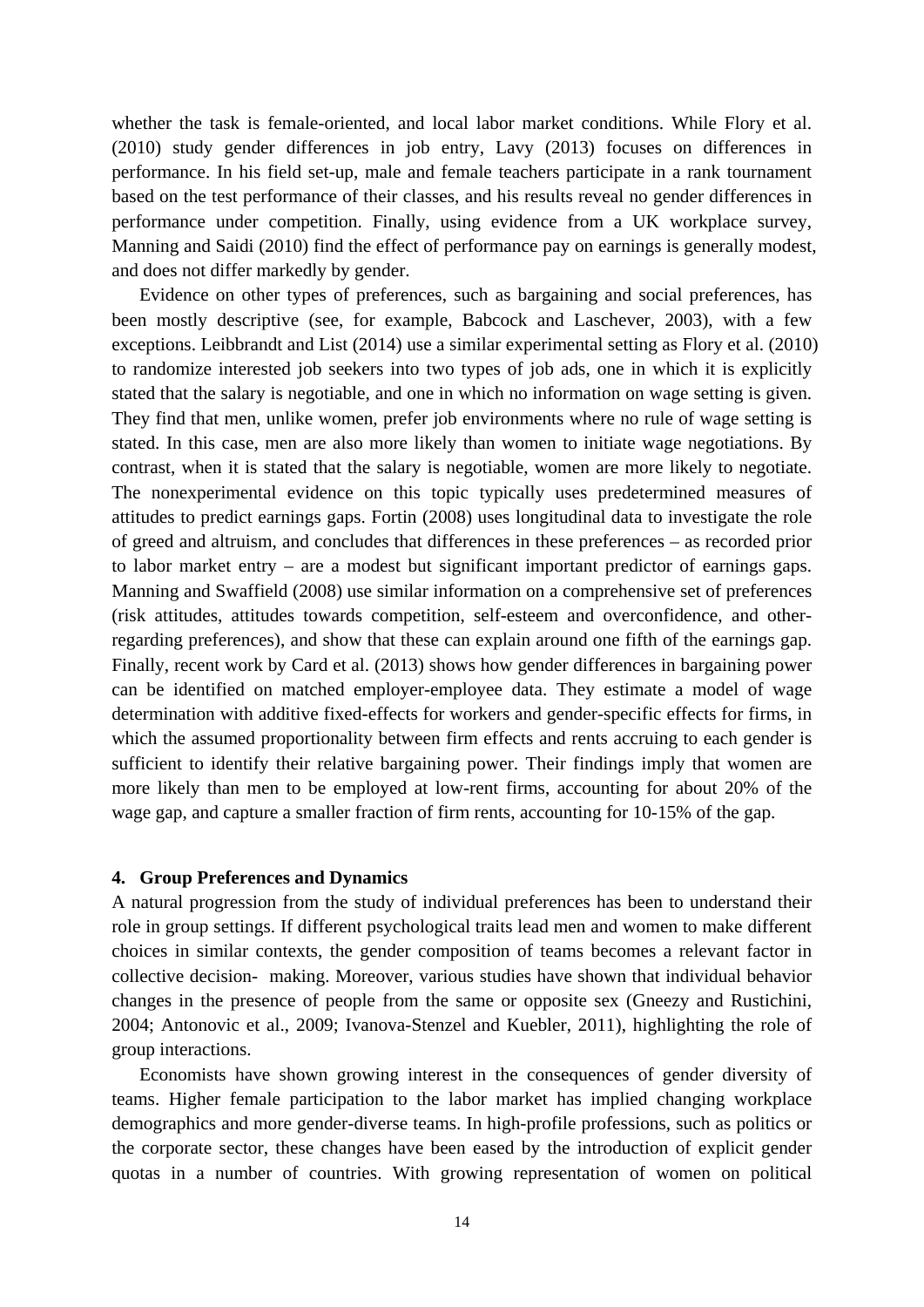whether the task is female-oriented, and local labor market conditions. While Flory et al. (2010) study gender differences in job entry, Lavy (2013) focuses on differences in performance. In his field set-up, male and female teachers participate in a rank tournament based on the test performance of their classes, and his results reveal no gender differences in performance under competition. Finally, using evidence from a UK workplace survey, Manning and Saidi (2010) find the effect of performance pay on earnings is generally modest, and does not differ markedly by gender.

Evidence on other types of preferences, such as bargaining and social preferences, has been mostly descriptive (see, for example, Babcock and Laschever, 2003), with a few exceptions. Leibbrandt and List (2014) use a similar experimental setting as Flory et al. (2010) to randomize interested job seekers into two types of job ads, one in which it is explicitly stated that the salary is negotiable, and one in which no information on wage setting is given. They find that men, unlike women, prefer job environments where no rule of wage setting is stated. In this case, men are also more likely than women to initiate wage negotiations. By contrast, when it is stated that the salary is negotiable, women are more likely to negotiate. The nonexperimental evidence on this topic typically uses predetermined measures of attitudes to predict earnings gaps. Fortin (2008) uses longitudinal data to investigate the role of greed and altruism, and concludes that differences in these preferences – as recorded prior to labor market entry – are a modest but significant important predictor of earnings gaps. Manning and Swaffield (2008) use similar information on a comprehensive set of preferences (risk attitudes, attitudes towards competition, self-esteem and overconfidence, and other-regarding preferences), and show that these can explain around one fifth of the earnings gap. Finally, recent work by Card et al. (2013) shows how gender differences in bargaining power can be identified on matched employer-employee data. They estimate a model of wage determination with additive fixed-effects for workers and gender-specific effects for firms, in which the assumed proportionality between firm effects and rents accruing to each gender is sufficient to identify their relative bargaining power. Their findings imply that women are more likely than men to be employed at low-rent firms, accounting for about 20% of the wage gap, and capture a smaller fraction of firm rents, accounting for 10-15% of the gap.

## 4. Group Preferences and Dynamics

A natural progression from the study of individual preferences has been to understand their role in group settings. If different psychological traits lead men and women to make different choices in similar contexts, the gender composition of teams becomes a relevant factor in collective decision- making. Moreover, various studies have shown that individual behavior changes in the presence of people from the same or opposite sex (Gneezy and Rustichini, 2004; Antonovic et al., 2009; Ivanova-Stenzel and Kuebler, 2011), highlighting the role of group interactions.

Economists have shown growing interest in the consequences of gender diversity of teams. Higher female participation to the labor market has implied changing workplace demographics and more gender-diverse teams. In high-profile professions, such as politics or the corporate sector, these changes have been eased by the introduction of explicit gender quotas in a number of countries. With growing representation of women on political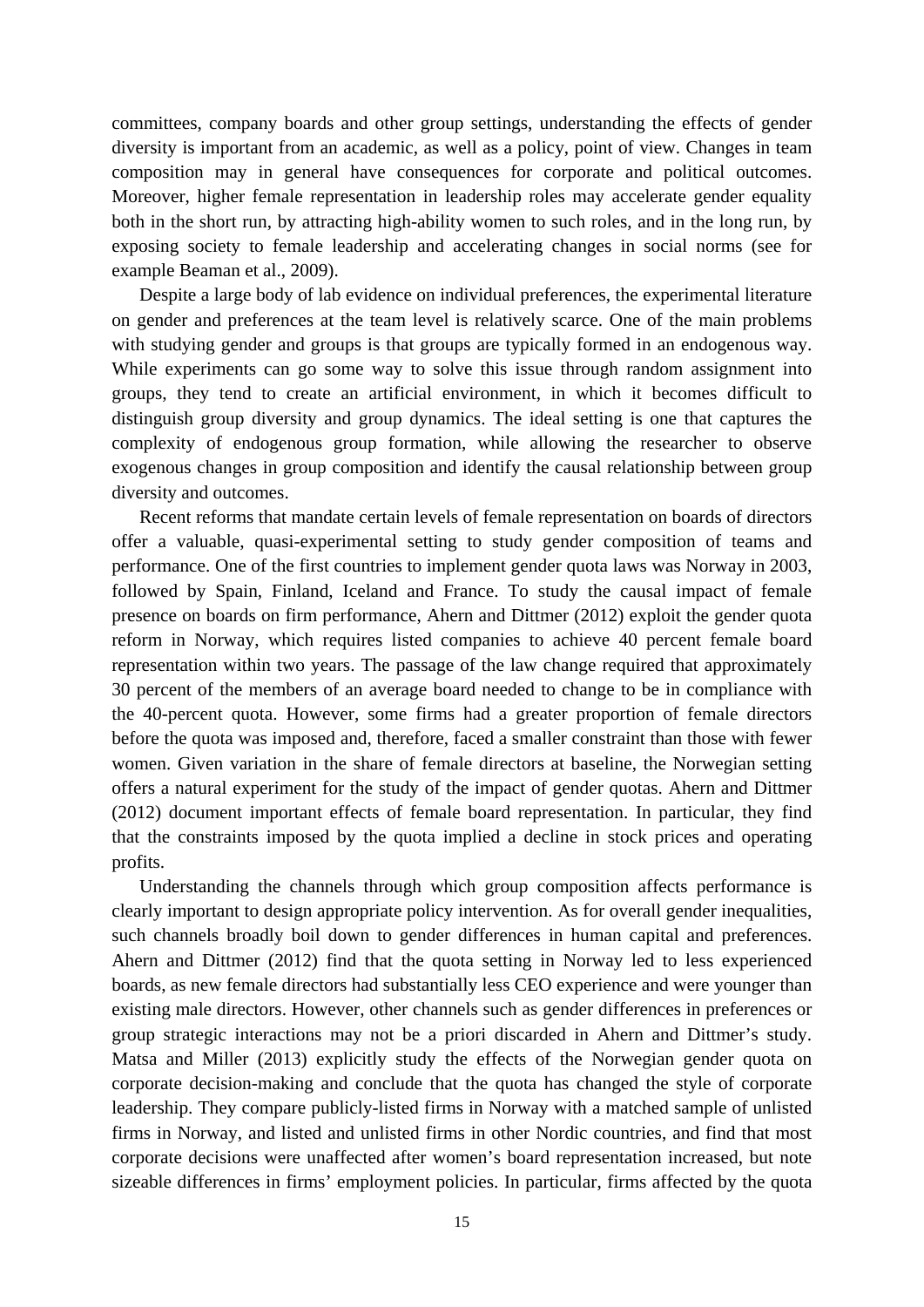committees, company boards and other group settings, understanding the effects of gender diversity is important from an academic, as well as a policy, point of view. Changes in team composition may in general have consequences for corporate and political outcomes. Moreover, higher female representation in leadership roles may accelerate gender equality both in the short run, by attracting high-ability women to such roles, and in the long run, by exposing society to female leadership and accelerating changes in social norms (see for example Beaman et al., 2009).

Despite a large body of lab evidence on individual preferences, the experimental literature on gender and preferences at the team level is relatively scarce. One of the main problems with studying gender and groups is that groups are typically formed in an endogenous way. While experiments can go some way to solve this issue through random assignment into groups, they tend to create an artificial environment, in which it becomes difficult to distinguish group diversity and group dynamics. The ideal setting is one that captures the complexity of endogenous group formation, while allowing the researcher to observe exogenous changes in group composition and identify the causal relationship between group diversity and outcomes.

Recent reforms that mandate certain levels of female representation on boards of directors offer a valuable, quasi-experimental setting to study gender composition of teams and performance. One of the first countries to implement gender quota laws was Norway in 2003, followed by Spain, Finland, Iceland and France. To study the causal impact of female presence on boards on firm performance, Ahern and Dittmer (2012) exploit the gender quota reform in Norway, which requires listed companies to achieve 40 percent female board representation within two years. The passage of the law change required that approximately 30 percent of the members of an average board needed to change to be in compliance with the 40-percent quota. However, some firms had a greater proportion of female directors before the quota was imposed and, therefore, faced a smaller constraint than those with fewer women. Given variation in the share of female directors at baseline, the Norwegian setting offers a natural experiment for the study of the impact of gender quotas. Ahern and Dittmer (2012) document important effects of female board representation. In particular, they find that the constraints imposed by the quota implied a decline in stock prices and operating profits.

Understanding the channels through which group composition affects performance is clearly important to design appropriate policy intervention. As for overall gender inequalities, such channels broadly boil down to gender differences in human capital and preferences. Ahern and Dittmer (2012) find that the quota setting in Norway led to less experienced boards, as new female directors had substantially less CEO experience and were younger than existing male directors. However, other channels such as gender differences in preferences or group strategic interactions may not be a priori discarded in Ahern and Dittmer's study. Matsa and Miller (2013) explicitly study the effects of the Norwegian gender quota on corporate decision-making and conclude that the quota has changed the style of corporate leadership. They compare publicly-listed firms in Norway with a matched sample of unlisted firms in Norway, and listed and unlisted firms in other Nordic countries, and find that most corporate decisions were unaffected after women's board representation increased, but note sizeable differences in firms' employment policies. In particular, firms affected by the quota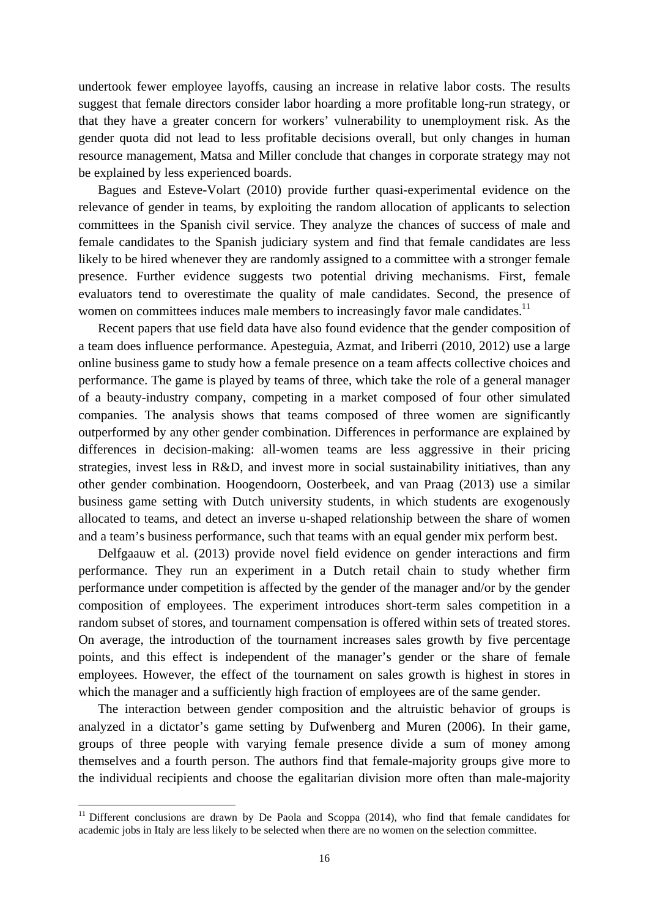undertook fewer employee layoffs, causing an increase in relative labor costs. The results suggest that female directors consider labor hoarding a more profitable long-run strategy, or that they have a greater concern for workers' vulnerability to unemployment risk. As the gender quota did not lead to less profitable decisions overall, but only changes in human resource management, Matsa and Miller conclude that changes in corporate strategy may not be explained by less experienced boards.

Bagues and Esteve-Volart (2010) provide further quasi-experimental evidence on the relevance of gender in teams, by exploiting the random allocation of applicants to selection committees in the Spanish civil service. They analyze the chances of success of male and female candidates to the Spanish judiciary system and find that female candidates are less likely to be hired whenever they are randomly assigned to a committee with a stronger female presence. Further evidence suggests two potential driving mechanisms. First, female evaluators tend to overestimate the quality of male candidates. Second, the presence of women on committees induces male members to increasingly favor male candidates.[11]

Recent papers that use field data have also found evidence that the gender composition of a team does influence performance. Apesteguia, Azmat, and Iriberri (2010, 2012) use a large online business game to study how a female presence on a team affects collective choices and performance. The game is played by teams of three, which take the role of a general manager of a beauty-industry company, competing in a market composed of four other simulated companies. The analysis shows that teams composed of three women are significantly outperformed by any other gender combination. Differences in performance are explained by differences in decision-making: all-women teams are less aggressive in their pricing strategies, invest less in R&D, and invest more in social sustainability initiatives, than any other gender combination. Hoogendoorn, Oosterbeek, and van Praag (2013) use a similar business game setting with Dutch university students, in which students are exogenously allocated to teams, and detect an inverse u-shaped relationship between the share of women and a team's business performance, such that teams with an equal gender mix perform best.

Delfgaauw et al. (2013) provide novel field evidence on gender interactions and firm performance. They run an experiment in a Dutch retail chain to study whether firm performance under competition is affected by the gender of the manager and/or by the gender composition of employees. The experiment introduces short-term sales competition in a random subset of stores, and tournament compensation is offered within sets of treated stores. On average, the introduction of the tournament increases sales growth by five percentage points, and this effect is independent of the manager's gender or the share of female employees. However, the effect of the tournament on sales growth is highest in stores in which the manager and a sufficiently high fraction of employees are of the same gender.

The interaction between gender composition and the altruistic behavior of groups is analyzed in a dictator's game setting by Dufwenberg and Muren (2006). In their game, groups of three people with varying female presence divide a sum of money among themselves and a fourth person. The authors find that female-majority groups give more to the individual recipients and choose the egalitarian division more often than male-majority

[11] Different conclusions are drawn by De Paola and Scoppa (2014), who find that female candidates for academic jobs in Italy are less likely to be selected when there are no women on the selection committee.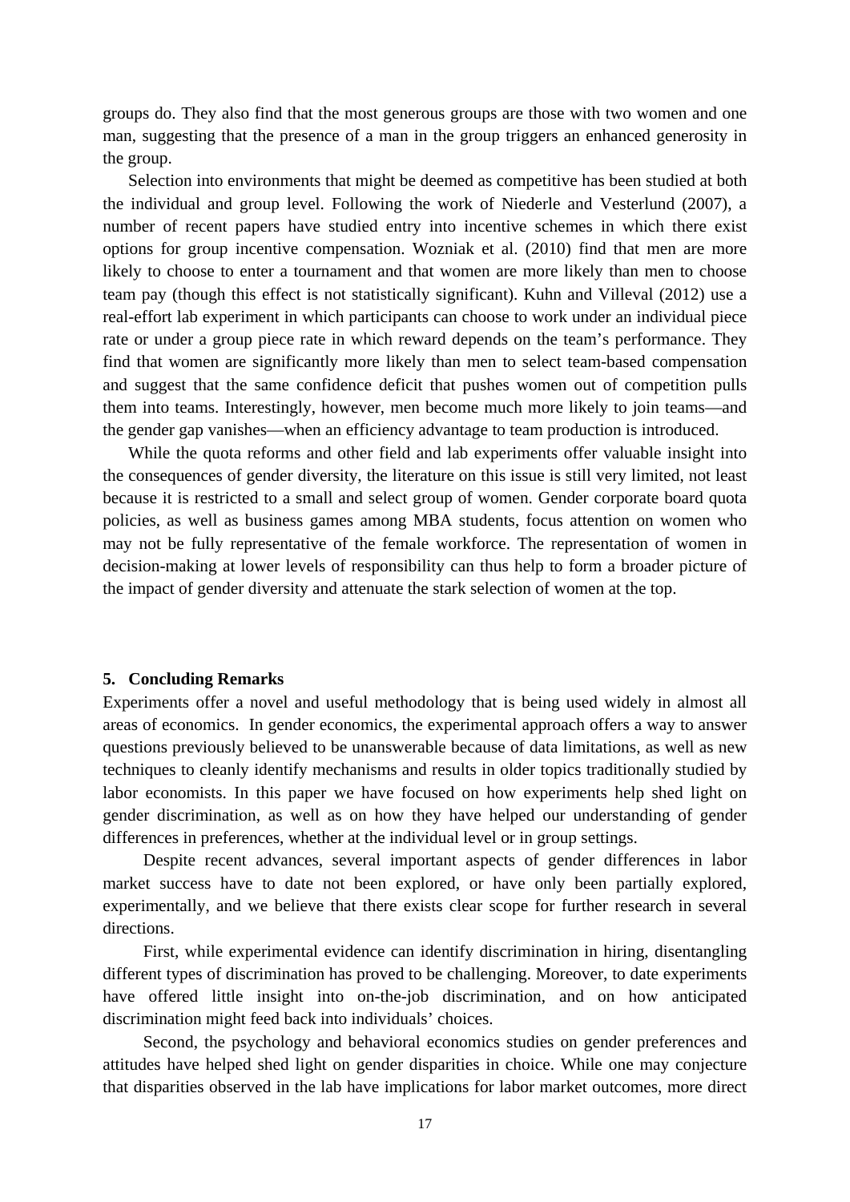groups do. They also find that the most generous groups are those with two women and one man, suggesting that the presence of a man in the group triggers an enhanced generosity in the group.

Selection into environments that might be deemed as competitive has been studied at both the individual and group level. Following the work of Niederle and Vesterlund (2007), a number of recent papers have studied entry into incentive schemes in which there exist options for group incentive compensation. Wozniak et al. (2010) find that men are more likely to choose to enter a tournament and that women are more likely than men to choose team pay (though this effect is not statistically significant). Kuhn and Villeval (2012) use a real-effort lab experiment in which participants can choose to work under an individual piece rate or under a group piece rate in which reward depends on the team's performance. They find that women are significantly more likely than men to select team-based compensation and suggest that the same confidence deficit that pushes women out of competition pulls them into teams. Interestingly, however, men become much more likely to join teams—and the gender gap vanishes—when an efficiency advantage to team production is introduced.

While the quota reforms and other field and lab experiments offer valuable insight into the consequences of gender diversity, the literature on this issue is still very limited, not least because it is restricted to a small and select group of women. Gender corporate board quota policies, as well as business games among MBA students, focus attention on women who may not be fully representative of the female workforce. The representation of women in decision-making at lower levels of responsibility can thus help to form a broader picture of the impact of gender diversity and attenuate the stark selection of women at the top.

## 5. Concluding Remarks

Experiments offer a novel and useful methodology that is being used widely in almost all areas of economics. In gender economics, the experimental approach offers a way to answer questions previously believed to be unanswerable because of data limitations, as well as new techniques to cleanly identify mechanisms and results in older topics traditionally studied by labor economists. In this paper we have focused on how experiments help shed light on gender discrimination, as well as on how they have helped our understanding of gender differences in preferences, whether at the individual level or in group settings.

Despite recent advances, several important aspects of gender differences in labor market success have to date not been explored, or have only been partially explored, experimentally, and we believe that there exists clear scope for further research in several directions.

First, while experimental evidence can identify discrimination in hiring, disentangling different types of discrimination has proved to be challenging. Moreover, to date experiments have offered little insight into on-the-job discrimination, and on how anticipated discrimination might feed back into individuals' choices.

Second, the psychology and behavioral economics studies on gender preferences and attitudes have helped shed light on gender disparities in choice. While one may conjecture that disparities observed in the lab have implications for labor market outcomes, more direct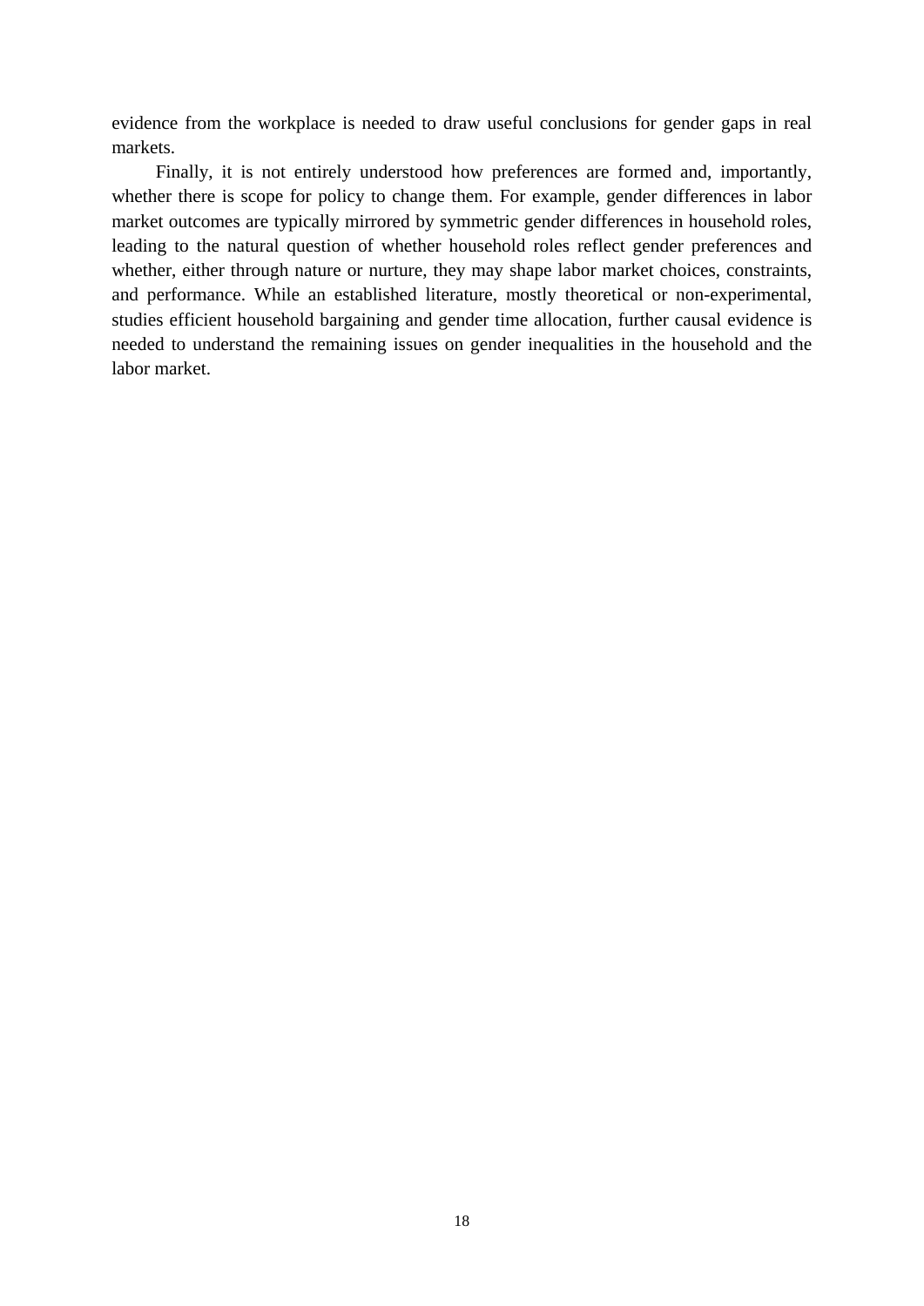evidence from the workplace is needed to draw useful conclusions for gender gaps in real markets.

Finally, it is not entirely understood how preferences are formed and, importantly, whether there is scope for policy to change them. For example, gender differences in labor market outcomes are typically mirrored by symmetric gender differences in household roles, leading to the natural question of whether household roles reflect gender preferences and whether, either through nature or nurture, they may shape labor market choices, constraints, and performance. While an established literature, mostly theoretical or non-experimental, studies efficient household bargaining and gender time allocation, further causal evidence is needed to understand the remaining issues on gender inequalities in the household and the labor market.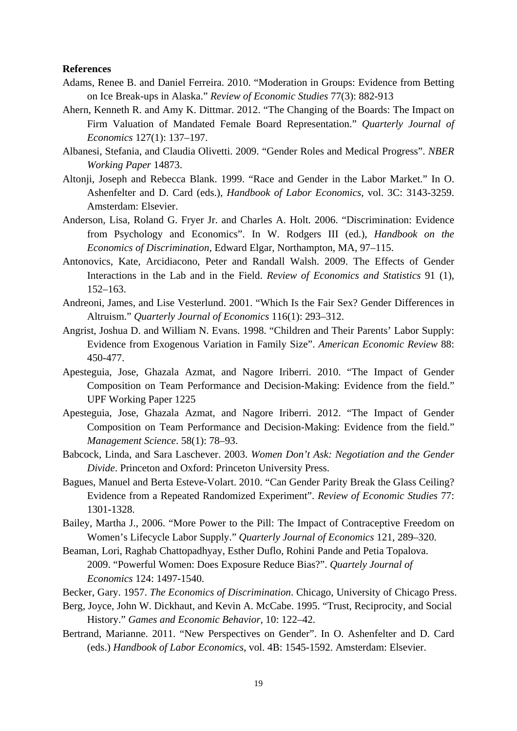**References**

Adams, Renee B. and Daniel Ferreira. 2010. "Moderation in Groups: Evidence from Betting on Ice Break-ups in Alaska." *Review of Economic Studies* 77(3): 882-913

Ahern, Kenneth R. and Amy K. Dittmar. 2012. "The Changing of the Boards: The Impact on Firm Valuation of Mandated Female Board Representation." *Quarterly Journal of Economics* 127(1): 137–197.

Albanesi, Stefania, and Claudia Olivetti. 2009. "Gender Roles and Medical Progress". *NBER Working Paper* 14873.

Altonji, Joseph and Rebecca Blank. 1999. "Race and Gender in the Labor Market." In O. Ashenfelter and D. Card (eds.), *Handbook of Labor Economics*, vol. 3C: 3143-3259. Amsterdam: Elsevier.

Anderson, Lisa, Roland G. Fryer Jr. and Charles A. Holt. 2006. "Discrimination: Evidence from Psychology and Economics". In W. Rodgers III (ed.), *Handbook on the Economics of Discrimination*, Edward Elgar, Northampton, MA, 97–115.

Antonovics, Kate, Arcidiacono, Peter and Randall Walsh. 2009. The Effects of Gender Interactions in the Lab and in the Field. *Review of Economics and Statistics* 91 (1), 152–163.

Andreoni, James, and Lise Vesterlund. 2001. "Which Is the Fair Sex? Gender Differences in Altruism." *Quarterly Journal of Economics* 116(1): 293–312.

Angrist, Joshua D. and William N. Evans. 1998. "Children and Their Parents' Labor Supply: Evidence from Exogenous Variation in Family Size". *American Economic Review* 88: 450-477.

Apesteguia, Jose, Ghazala Azmat, and Nagore Iriberri. 2010. "The Impact of Gender Composition on Team Performance and Decision-Making: Evidence from the field." UPF Working Paper 1225

Apesteguia, Jose, Ghazala Azmat, and Nagore Iriberri. 2012. "The Impact of Gender Composition on Team Performance and Decision-Making: Evidence from the field." *Management Science*. 58(1): 78–93.

Babcock, Linda, and Sara Laschever. 2003. *Women Don't Ask: Negotiation and the Gender Divide*. Princeton and Oxford: Princeton University Press.

Bagues, Manuel and Berta Esteve-Volart. 2010. "Can Gender Parity Break the Glass Ceiling? Evidence from a Repeated Randomized Experiment". *Review of Economic Studies* 77: 1301-1328.

Bailey, Martha J., 2006. "More Power to the Pill: The Impact of Contraceptive Freedom on Women's Lifecycle Labor Supply." *Quarterly Journal of Economics* 121, 289–320.

Beaman, Lori, Raghab Chattopadhyay, Esther Duflo, Rohini Pande and Petia Topalova. 2009. "Powerful Women: Does Exposure Reduce Bias?". *Quartely Journal of Economics* 124: 1497-1540.

Becker, Gary. 1957. *The Economics of Discrimination*. Chicago, University of Chicago Press.

Berg, Joyce, John W. Dickhaut, and Kevin A. McCabe. 1995. "Trust, Reciprocity, and Social History." *Games and Economic Behavior*, 10: 122–42.

Bertrand, Marianne. 2011. "New Perspectives on Gender". In O. Ashenfelter and D. Card (eds.) *Handbook of Labor Economics*, vol. 4B: 1545-1592. Amsterdam: Elsevier.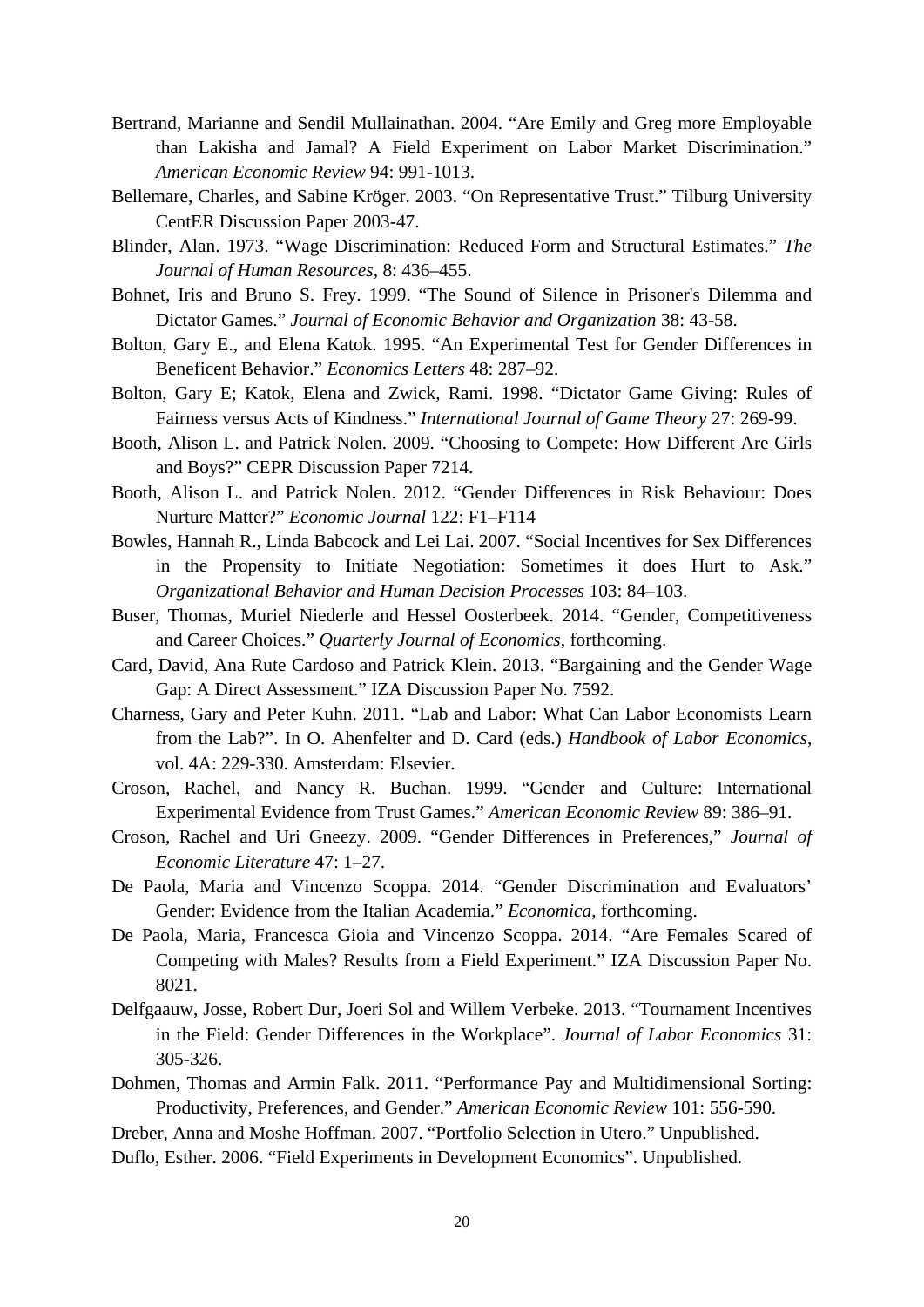Bertrand, Marianne and Sendil Mullainathan. 2004. "Are Emily and Greg more Employable than Lakisha and Jamal? A Field Experiment on Labor Market Discrimination." *American Economic Review* 94: 991-1013.

Bellemare, Charles, and Sabine Kröger. 2003. "On Representative Trust." Tilburg University CentER Discussion Paper 2003-47.

Blinder, Alan. 1973. "Wage Discrimination: Reduced Form and Structural Estimates." *The Journal of Human Resources*, 8: 436–455.

Bohnet, Iris and Bruno S. Frey. 1999. "The Sound of Silence in Prisoner's Dilemma and Dictator Games." *Journal of Economic Behavior and Organization* 38: 43-58.

Bolton, Gary E., and Elena Katok. 1995. "An Experimental Test for Gender Differences in Beneficent Behavior." *Economics Letters* 48: 287–92.

Bolton, Gary E; Katok, Elena and Zwick, Rami. 1998. "Dictator Game Giving: Rules of Fairness versus Acts of Kindness." *International Journal of Game Theory* 27: 269-99.

Booth, Alison L. and Patrick Nolen. 2009. "Choosing to Compete: How Different Are Girls and Boys?" CEPR Discussion Paper 7214.

Booth, Alison L. and Patrick Nolen. 2012. "Gender Differences in Risk Behaviour: Does Nurture Matter?" *Economic Journal* 122: F1–F114

Bowles, Hannah R., Linda Babcock and Lei Lai. 2007. "Social Incentives for Sex Differences in the Propensity to Initiate Negotiation: Sometimes it does Hurt to Ask." *Organizational Behavior and Human Decision Processes* 103: 84–103.

Buser, Thomas, Muriel Niederle and Hessel Oosterbeek. 2014. "Gender, Competitiveness and Career Choices." *Quarterly Journal of Economics*, forthcoming.

Card, David, Ana Rute Cardoso and Patrick Klein. 2013. "Bargaining and the Gender Wage Gap: A Direct Assessment." IZA Discussion Paper No. 7592.

Charness, Gary and Peter Kuhn. 2011. "Lab and Labor: What Can Labor Economists Learn from the Lab?". In O. Ahenfelter and D. Card (eds.) *Handbook of Labor Economics*, vol. 4A: 229-330. Amsterdam: Elsevier.

Croson, Rachel, and Nancy R. Buchan. 1999. "Gender and Culture: International Experimental Evidence from Trust Games." *American Economic Review* 89: 386–91.

Croson, Rachel and Uri Gneezy. 2009. "Gender Differences in Preferences," *Journal of Economic Literature* 47: 1–27.

De Paola, Maria and Vincenzo Scoppa. 2014. "Gender Discrimination and Evaluators' Gender: Evidence from the Italian Academia." *Economica*, forthcoming.

De Paola, Maria, Francesca Gioia and Vincenzo Scoppa. 2014. "Are Females Scared of Competing with Males? Results from a Field Experiment." IZA Discussion Paper No. 8021.

Delfgaauw, Josse, Robert Dur, Joeri Sol and Willem Verbeke. 2013. "Tournament Incentives in the Field: Gender Differences in the Workplace". *Journal of Labor Economics* 31: 305-326.

Dohmen, Thomas and Armin Falk. 2011. "Performance Pay and Multidimensional Sorting: Productivity, Preferences, and Gender." *American Economic Review* 101: 556-590.

Dreber, Anna and Moshe Hoffman. 2007. "Portfolio Selection in Utero." Unpublished.

Duflo, Esther. 2006. "Field Experiments in Development Economics". Unpublished.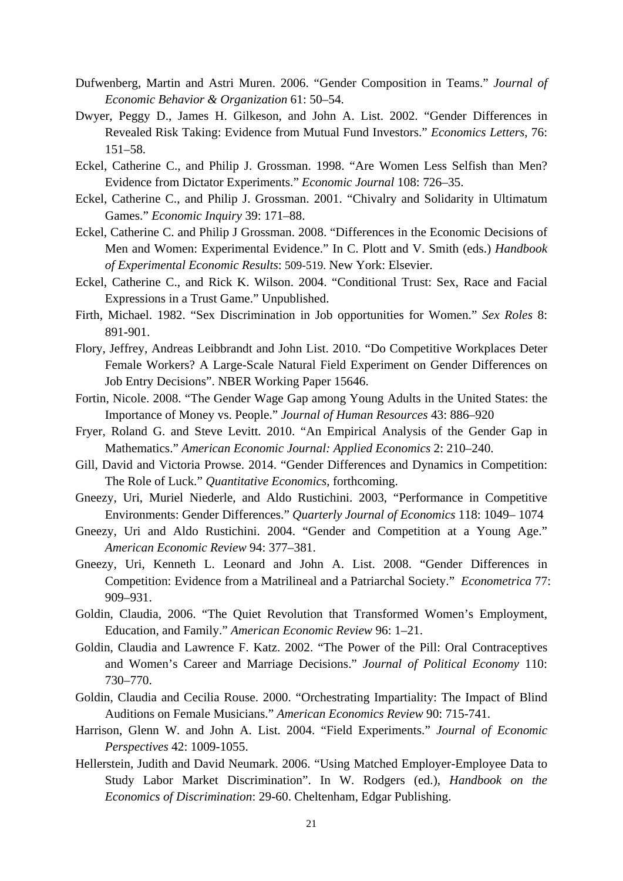Dufwenberg, Martin and Astri Muren. 2006. "Gender Composition in Teams." *Journal of Economic Behavior & Organization* 61: 50–54.

Dwyer, Peggy D., James H. Gilkeson, and John A. List. 2002. "Gender Differences in Revealed Risk Taking: Evidence from Mutual Fund Investors." *Economics Letters*, 76: 151–58.

Eckel, Catherine C., and Philip J. Grossman. 1998. "Are Women Less Selfish than Men? Evidence from Dictator Experiments." *Economic Journal* 108: 726–35.

Eckel, Catherine C., and Philip J. Grossman. 2001. "Chivalry and Solidarity in Ultimatum Games." *Economic Inquiry* 39: 171–88.

Eckel, Catherine C. and Philip J Grossman. 2008. "Differences in the Economic Decisions of Men and Women: Experimental Evidence." In C. Plott and V. Smith (eds.) *Handbook of Experimental Economic Results*: 509-519. New York: Elsevier.

Eckel, Catherine C., and Rick K. Wilson. 2004. "Conditional Trust: Sex, Race and Facial Expressions in a Trust Game." Unpublished.

Firth, Michael. 1982. "Sex Discrimination in Job opportunities for Women." *Sex Roles* 8: 891-901.

Flory, Jeffrey, Andreas Leibbrandt and John List. 2010. "Do Competitive Workplaces Deter Female Workers? A Large-Scale Natural Field Experiment on Gender Differences on Job Entry Decisions". NBER Working Paper 15646.

Fortin, Nicole. 2008. "The Gender Wage Gap among Young Adults in the United States: the Importance of Money vs. People." *Journal of Human Resources* 43: 886–920

Fryer, Roland G. and Steve Levitt. 2010. "An Empirical Analysis of the Gender Gap in Mathematics." *American Economic Journal: Applied Economics* 2: 210–240.

Gill, David and Victoria Prowse. 2014. "Gender Differences and Dynamics in Competition: The Role of Luck." *Quantitative Economics*, forthcoming.

Gneezy, Uri, Muriel Niederle, and Aldo Rustichini. 2003, "Performance in Competitive Environments: Gender Differences." *Quarterly Journal of Economics* 118: 1049– 1074

Gneezy, Uri and Aldo Rustichini. 2004. "Gender and Competition at a Young Age." *American Economic Review* 94: 377–381.

Gneezy, Uri, Kenneth L. Leonard and John A. List. 2008. "Gender Differences in Competition: Evidence from a Matrilineal and a Patriarchal Society." *Econometrica* 77: 909–931.

Goldin, Claudia, 2006. "The Quiet Revolution that Transformed Women's Employment, Education, and Family." *American Economic Review* 96: 1–21.

Goldin, Claudia and Lawrence F. Katz. 2002. "The Power of the Pill: Oral Contraceptives and Women's Career and Marriage Decisions." *Journal of Political Economy* 110: 730–770.

Goldin, Claudia and Cecilia Rouse. 2000. "Orchestrating Impartiality: The Impact of Blind Auditions on Female Musicians." *American Economics Review* 90: 715-741.

Harrison, Glenn W. and John A. List. 2004. "Field Experiments." *Journal of Economic Perspectives* 42: 1009-1055.

Hellerstein, Judith and David Neumark. 2006. "Using Matched Employer-Employee Data to Study Labor Market Discrimination". In W. Rodgers (ed.), *Handbook on the Economics of Discrimination*: 29-60. Cheltenham, Edgar Publishing.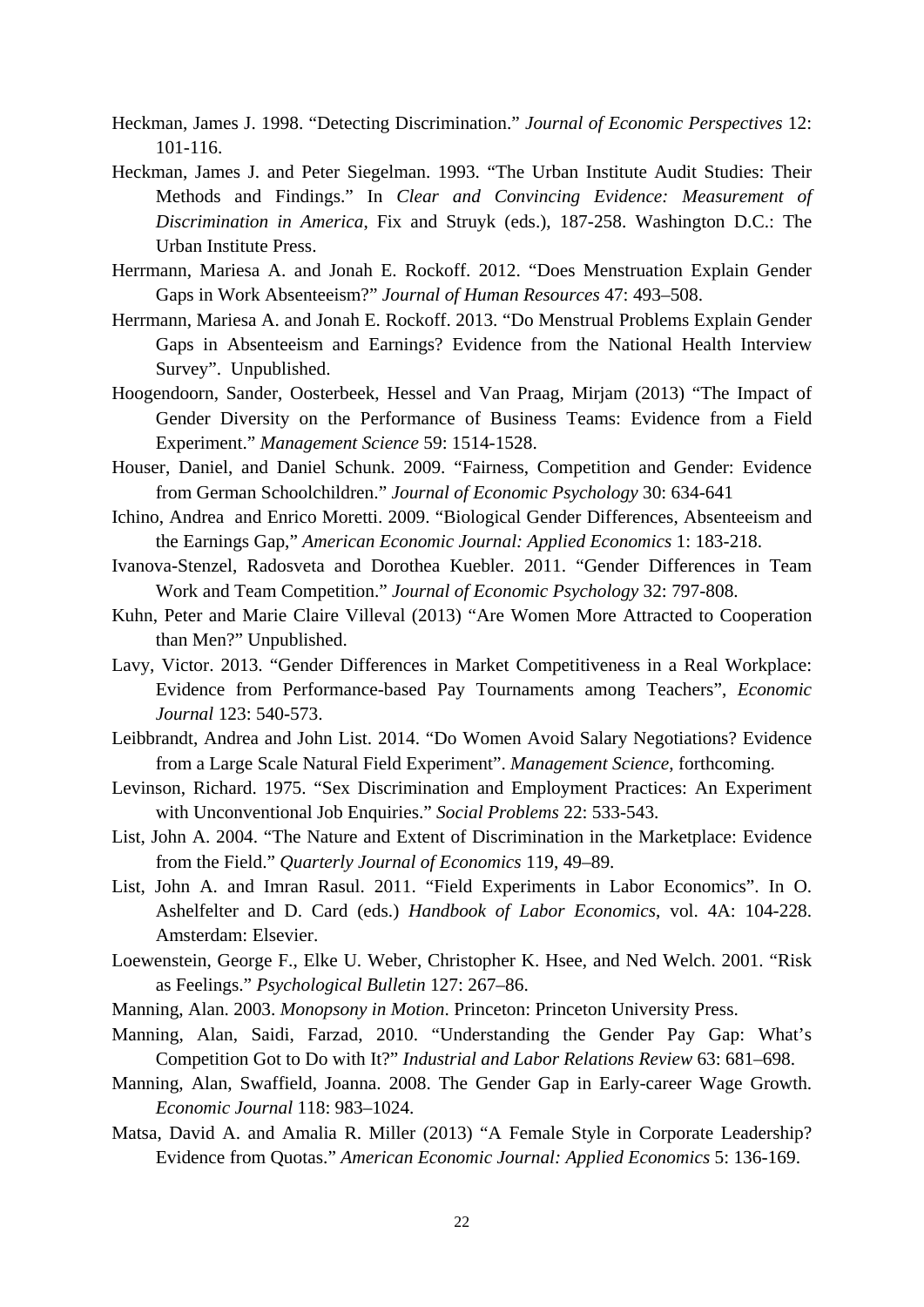Heckman, James J. 1998. “Detecting Discrimination.” *Journal of Economic Perspectives* 12: 101-116.

Heckman, James J. and Peter Siegelman. 1993. “The Urban Institute Audit Studies: Their Methods and Findings.” In *Clear and Convincing Evidence: Measurement of Discrimination in America*, Fix and Struyk (eds.), 187-258. Washington D.C.: The Urban Institute Press.

Herrmann, Mariesa A. and Jonah E. Rockoff. 2012. “Does Menstruation Explain Gender Gaps in Work Absenteeism?” *Journal of Human Resources* 47: 493–508.

Herrmann, Mariesa A. and Jonah E. Rockoff. 2013. “Do Menstrual Problems Explain Gender Gaps in Absenteeism and Earnings? Evidence from the National Health Interview Survey”. Unpublished.

Hoogendoorn, Sander, Oosterbeek, Hessel and Van Praag, Mirjam (2013) “The Impact of Gender Diversity on the Performance of Business Teams: Evidence from a Field Experiment.” *Management Science* 59: 1514-1528.

Houser, Daniel, and Daniel Schunk. 2009. “Fairness, Competition and Gender: Evidence from German Schoolchildren.” *Journal of Economic Psychology* 30: 634-641

Ichino, Andrea and Enrico Moretti. 2009. “Biological Gender Differences, Absenteeism and the Earnings Gap,” *American Economic Journal: Applied Economics* 1: 183-218.

Ivanova-Stenzel, Radosveta and Dorothea Kuebler. 2011. “Gender Differences in Team Work and Team Competition.” *Journal of Economic Psychology* 32: 797-808.

Kuhn, Peter and Marie Claire Villeval (2013) “Are Women More Attracted to Cooperation than Men?” Unpublished.

Lavy, Victor. 2013. “Gender Differences in Market Competitiveness in a Real Workplace: Evidence from Performance-based Pay Tournaments among Teachers”, *Economic Journal* 123: 540-573.

Leibbrandt, Andrea and John List. 2014. “Do Women Avoid Salary Negotiations? Evidence from a Large Scale Natural Field Experiment”. *Management Science*, forthcoming.

Levinson, Richard. 1975. “Sex Discrimination and Employment Practices: An Experiment with Unconventional Job Enquiries.” *Social Problems* 22: 533-543.

List, John A. 2004. “The Nature and Extent of Discrimination in the Marketplace: Evidence from the Field.” *Quarterly Journal of Economics* 119, 49–89.

List, John A. and Imran Rasul. 2011. “Field Experiments in Labor Economics”. In O. Ashelfelter and D. Card (eds.) *Handbook of Labor Economics*, vol. 4A: 104-228. Amsterdam: Elsevier.

Loewenstein, George F., Elke U. Weber, Christopher K. Hsee, and Ned Welch. 2001. “Risk as Feelings.” *Psychological Bulletin* 127: 267–86.

Manning, Alan. 2003. *Monopsony in Motion*. Princeton: Princeton University Press.

Manning, Alan, Saidi, Farzad, 2010. “Understanding the Gender Pay Gap: What’s Competition Got to Do with It?” *Industrial and Labor Relations Review* 63: 681–698.

Manning, Alan, Swaffield, Joanna. 2008. The Gender Gap in Early-career Wage Growth. *Economic Journal* 118: 983–1024.

Matsa, David A. and Amalia R. Miller (2013) “A Female Style in Corporate Leadership? Evidence from Quotas.” *American Economic Journal: Applied Economics* 5: 136-169.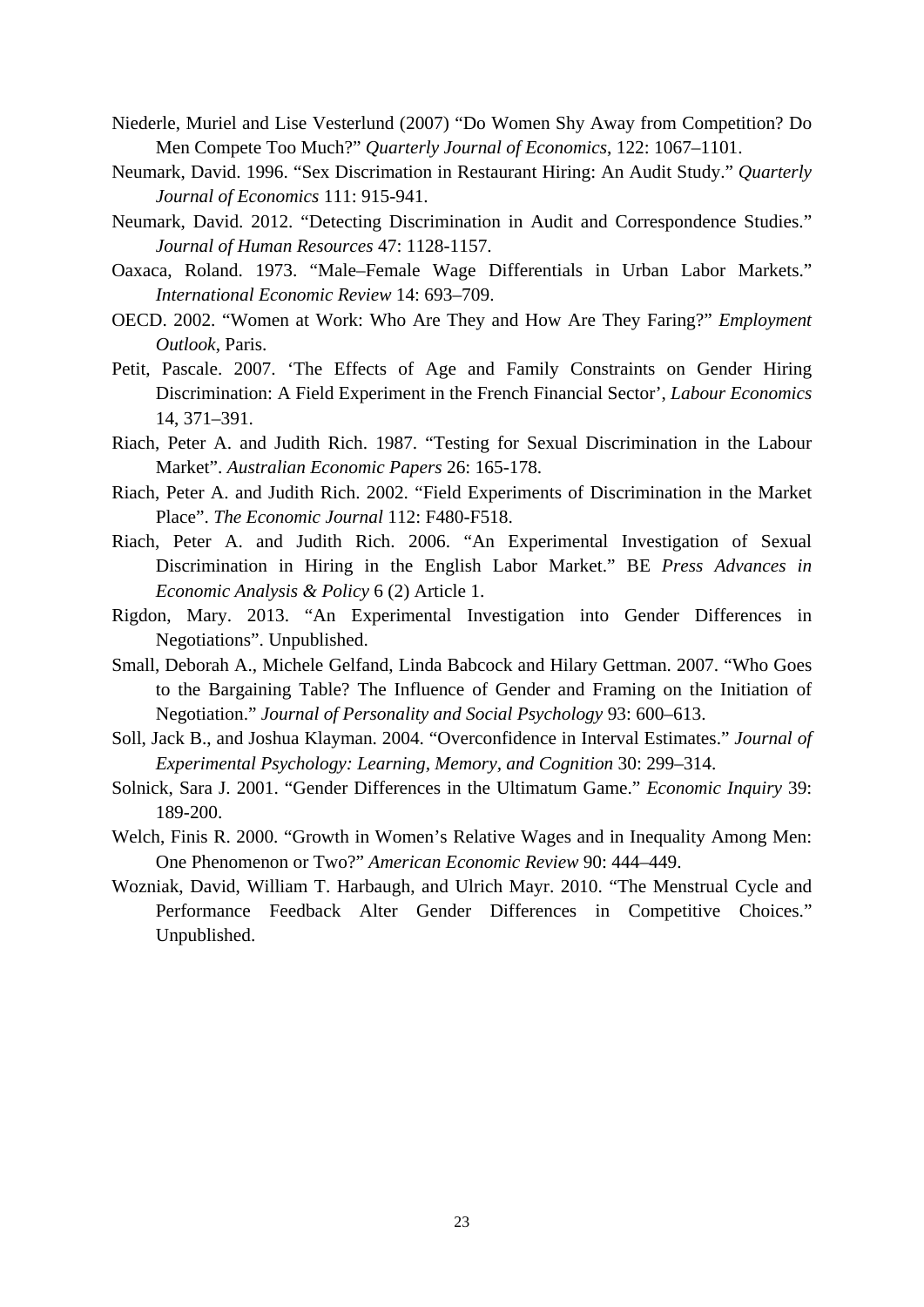Niederle, Muriel and Lise Vesterlund (2007) "Do Women Shy Away from Competition? Do Men Compete Too Much?" *Quarterly Journal of Economics*, 122: 1067–1101.

Neumark, David. 1996. "Sex Discrimation in Restaurant Hiring: An Audit Study." *Quarterly Journal of Economics* 111: 915-941.

Neumark, David. 2012. "Detecting Discrimination in Audit and Correspondence Studies." *Journal of Human Resources* 47: 1128-1157.

Oaxaca, Roland. 1973. "Male–Female Wage Differentials in Urban Labor Markets." *International Economic Review* 14: 693–709.

OECD. 2002. "Women at Work: Who Are They and How Are They Faring?" *Employment Outlook*, Paris.

Petit, Pascale. 2007. 'The Effects of Age and Family Constraints on Gender Hiring Discrimination: A Field Experiment in the French Financial Sector', *Labour Economics* 14, 371–391.

Riach, Peter A. and Judith Rich. 1987. "Testing for Sexual Discrimination in the Labour Market". *Australian Economic Papers* 26: 165-178.

Riach, Peter A. and Judith Rich. 2002. "Field Experiments of Discrimination in the Market Place". *The Economic Journal* 112: F480-F518.

Riach, Peter A. and Judith Rich. 2006. "An Experimental Investigation of Sexual Discrimination in Hiring in the English Labor Market." BE *Press Advances in Economic Analysis & Policy* 6 (2) Article 1.

Rigdon, Mary. 2013. "An Experimental Investigation into Gender Differences in Negotiations". Unpublished.

Small, Deborah A., Michele Gelfand, Linda Babcock and Hilary Gettman. 2007. "Who Goes to the Bargaining Table? The Influence of Gender and Framing on the Initiation of Negotiation." *Journal of Personality and Social Psychology* 93: 600–613.

Soll, Jack B., and Joshua Klayman. 2004. "Overconfidence in Interval Estimates." *Journal of Experimental Psychology: Learning, Memory, and Cognition* 30: 299–314.

Solnick, Sara J. 2001. "Gender Differences in the Ultimatum Game." *Economic Inquiry* 39: 189-200.

Welch, Finis R. 2000. "Growth in Women's Relative Wages and in Inequality Among Men: One Phenomenon or Two?" *American Economic Review* 90: 444–449.

Wozniak, David, William T. Harbaugh, and Ulrich Mayr. 2010. "The Menstrual Cycle and Performance Feedback Alter Gender Differences in Competitive Choices." Unpublished.